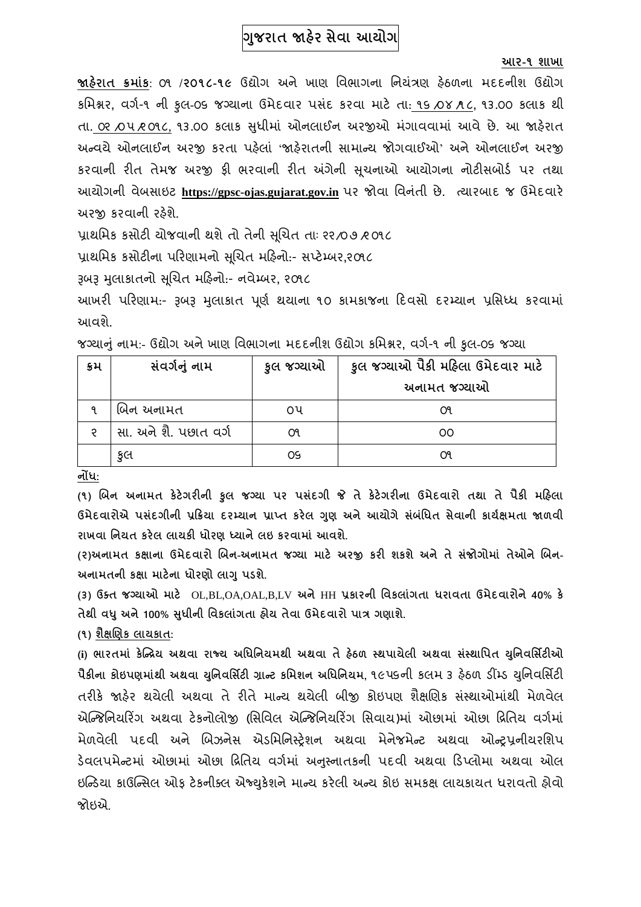# ગુજરાત જાહેર સેવા આયોગ

**આર-૧ શાખા**

**જાહેરાત ક્રમાંક**: ૦૧ /૨૦૧૮-૧૯ ઉદ્યોગ અને ખાણ વિભાગના નિયંત્રણ હેઠળના મદદનીશ ઉદ્યોગ કમિશ્નર, વર્ગ-૧ ની કુલ-૦૬ જગ્યાના ઉમેદવાર પસંદ કરવા માટે તા: ૧૬/૦૪/૧૮, ૧૩.૦૦ કલાક થી તા. ૦૨/૦૫/૨૦૧૮, ૧૩.૦૦ કલાક સુધીમાં ઓનલાઈન અરજીઓ મંગાવવામાં આવે છે. આ જાહેરાત અન્વયે ઓનલાઈન અરજી કરતા પહેલાં 'જાહેરાતની સામાન્ય જોગવાઈઓ' અને ઓનલાઈન અરજી કરવાની રીત તેમજ અરજી ફી ભરવાની રીત અંગેની સૂચનાઓ આયોગના નોટીસબોર્ડ પર તથા આયોગની વેબસાઇટ **https://gpsc-ojas.gujarat.gov.in** પર જોવા વિનંતી છે. ત્યારબાદ જ ઉમેદવારે અરજી કરવાની રહેશે.

પ્રાથમિક કસોટી યોજવાની થશે તો તેની સૂચિત તાઃ ૨૨/૦૭/૨૦૧૮

પ્રાથમિક કસોટીના પરિણામનો સૂચિત મહિનો:- સપ્ટેમ્બર,૨૦૧૮

રૂબરૂ મુલાકાતનો સૂચિત મહિનો:- નવેમ્બર, ૨૦૧૮

આખરી પરિણામ:- રૂબરૂ મુલાકાત પૂર્ણ થયાના ૧૦ કામકાજના દિવસો દરમ્યાન પ્રસિધ્ધ કરવામાં આવશે.

જગ્યાનું નામ:- ઉદ્યોગ અને ખાણ વિભાગના મદદનીશ ઉદ્યોગ કમિશ્નર, વર્ગ-૧ ની કુલ-૦૬ જગ્યા

| ક્રમ | સંવર્ગનું નામ | કુલ જગ્યાઓ | કુલ જગ્યાઓ પૈકી મહિલા ઉમેદવાર માટે અનામત જગ્યાઓ |
|---|---|---|---|
| ૧ | બિન અનામત | ૦૫ | ૦૧ |
| ૨ | સા. અને શૈ. પછાત વર્ગ | ૦૧ | ૦૦ |
| | કુલ | ૦૬ | ૦૧ |

**નોંધ:**

**(૧) બિન અનામત કેટેગરીની કુલ જગ્યા પર પસંદગી જે તે કેટેગરીના ઉમેદવારો તથા તે પૈકી મહિલા ઉમેદવારોએ પસંદગીની પ્રક્રિયા દરમ્યાન પ્રાપ્ત કરેલ ગુણ અને આયોગે સંબંધિત સેવાની કાર્યક્ષમતા જાળવી રાખવા નિયત કરેલ લાયકી ધોરણ ધ્યાને લઇ કરવામાં આવશે.**

**(૨)અનામત કક્ષાના ઉમેદવારો બિન-અનામત જગ્યા માટે અરજી કરી શકશે અને તે સંજોગોમાં તેઓને બિન-અનામતની કક્ષા માટેના ધોરણો લાગુ પડશે.**

**(૩) ઉક્ત જગ્યાઓ માટે OL,BL,OA,OAL,B,LV અને HH પ્રકારની વિકલાંગતા ધરાવતા ઉમેદવારોને 40% કે તેથી વધુ અને 100% સુધીની વિકલાંગતા હોય તેવા ઉમેદવારો પાત્ર ગણાશે.**

**(૧) શૈક્ષણિક લાયકાત:**

**(i) ભારતમાં કેન્દ્રિય અથવા રાજ્ય અધિનિયમથી અથવા તે હેઠળ સ્થપાયેલી અથવા સંસ્થાપિત યુનિવર્સિટીઓ પૈકીના કોઇપણમાંથી અથવા યુનિવર્સિટી ગ્રાન્ટ કમિશન અધિનિયમ, ૧૯૫૬ની કલમ ૩ હેઠળ ડીમ્ડ યુનિવર્સિટી તરીકે જાહેર થયેલી અથવા તે રીતે માન્ય થયેલી બીજી કોઇપણ શૈક્ષણિક સંસ્થાઓમાંથી મેળવેલ એન્જિનિયરિંગ અથવા ટેકનોલોજી (સિવિલ એન્જિનિયરિંગ સિવાય)માં ઓછામાં ઓછા દ્વિતિય વર્ગમાં મેળવેલી પદવી અને બિઝનેસ એડમિનિસ્ટ્રેશન અથવા મેનેજમેન્ટ અથવા ઓન્ટ્રપ્રનીયરશિપ ડેવલપમેન્ટમાં ઓછામાં ઓછા દ્વિતિય વર્ગમાં અનુસ્નાતકની પદવી અથવા ડિપ્લોમા અથવા ઓલ ઇન્ડિયા કાઉન્સિલ ઓફ ટેકનીકલ એજ્યુકેશને માન્ય કરેલી અન્ય કોઇ સમકક્ષ લાયકાયત ધરાવતો હોવો જોઇએ.**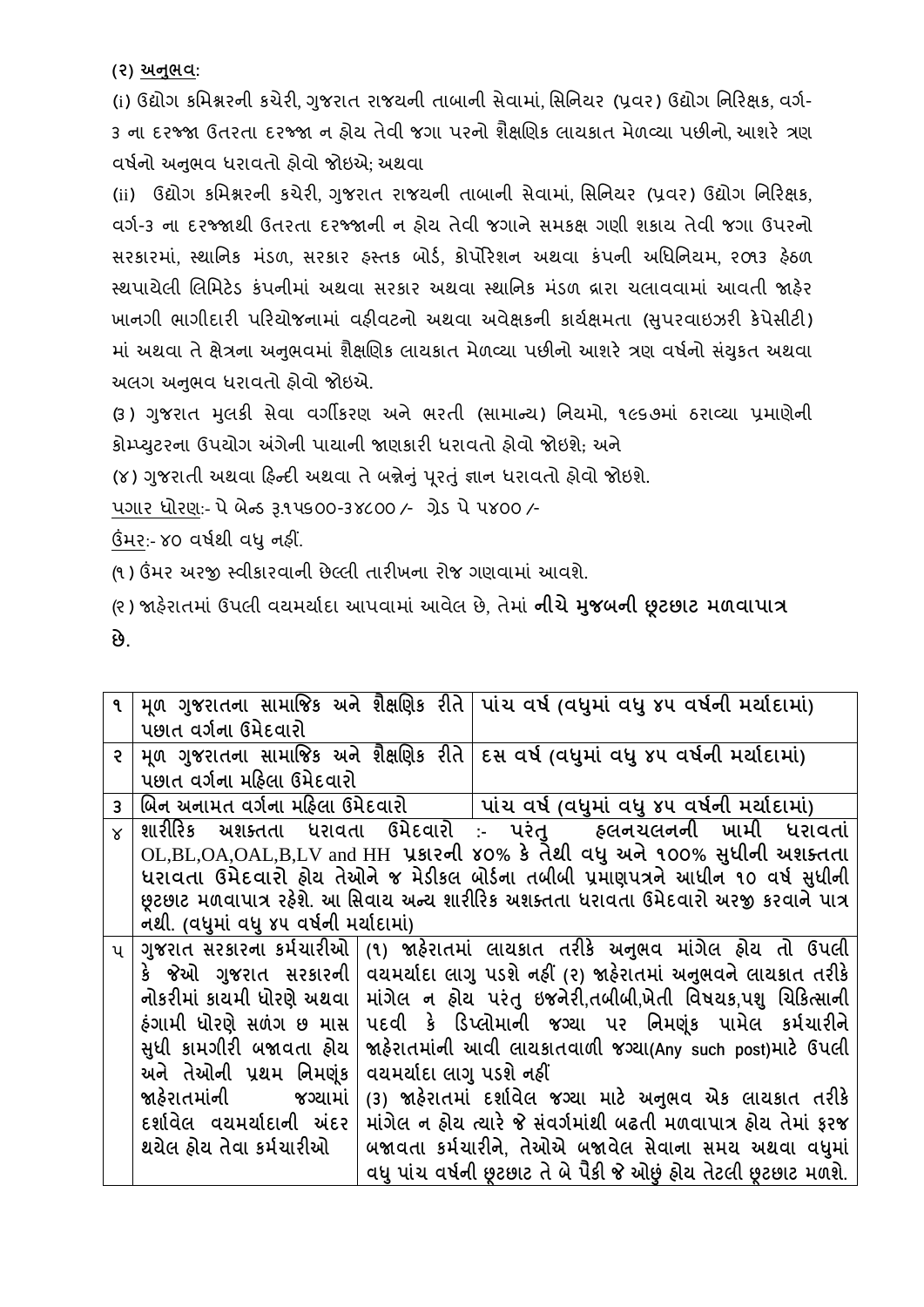(૨) <u>અનુભવ</u>:

(i) ઉદ્યોગ કમિશ્નરની કચેરી, ગુજરાત રાજયની તાબાની સેવામાં, સિનિયર (પ્રવર) ઉદ્યોગ નિરિક્ષક, વર્ગ-૩ ના દરજ્જા ઉતરતા દરજ્જા ન હોય તેવી જગા પરનો શૈક્ષણિક લાયકાત મેળવ્યા પછીનો, આશરે ત્રણ વર્ષનો અનુભવ ધરાવતો હોવો જોઇએ; અથવા

(ii) ઉદ્યોગ કમિશ્નરની કચેરી, ગુજરાત રાજયની તાબાની સેવામાં, સિનિયર (પ્રવર) ઉદ્યોગ નિરિક્ષક, વર્ગ-૩ ના દરજ્જાથી ઉતરતા દરજ્જાની ન હોય તેવી જગાને સમકક્ષ ગણી શકાય તેવી જગા ઉપરનો સરકારમાં, સ્થાનિક મંડળ, સરકાર હસ્તક બોર્ડ, કોર્પોરેશન અથવા કંપની અધિનિયમ, ૨૦૧૩ હેઠળ સ્થપાયેલી લિમિટેડ કંપનીમાં અથવા સરકાર અથવા સ્થાનિક મંડળ દ્વારા ચલાવવામાં આવતી જાહેર ખાનગી ભાગીદારી પરિયોજનામાં વહીવટનો અથવા અવેક્ષકની કાર્યક્ષમતા (સુપરવાઇઝરી કેપેસીટી) માં અથવા તે ક્ષેત્રના અનુભવમાં શૈક્ષણિક લાયકાત મેળવ્યા પછીનો આશરે ત્રણ વર્ષનો સંયુકત અથવા અલગ અનુભવ ધરાવતો હોવો જોઇએ.

(૩) ગુજરાત મુલકી સેવા વર્ગીકરણ અને ભરતી (સામાન્ય) નિયમો, ૧૯૬૭માં ઠરાવ્યા પ્રમાણેની કોમ્પ્યુટરના ઉપયોગ અંગેની પાયાની જાણકારી ધરાવતો હોવો જોઇશે; અને

(૪) ગુજરાતી અથવા હિન્દી અથવા તે બન્નેનું પૂરતું જ્ઞાન ધરાવતો હોવો જોઇશે.

<u>પગાર ધોરણ</u>:- પે બેન્ડ રૂ.૧૫૬૦૦-૩૪૮૦૦ /- ગ્રેડ પે ૫૪૦૦ /-

<u>ઉંમર</u>:- ૪૦ વર્ષથી વધુ નહીં.

(૧) ઉંમર અરજી સ્વીકારવાની છેલ્લી તારીખના રોજ ગણવામાં આવશે.

(૨) જાહેરાતમાં ઉપલી વયમર્યાદા આપવામાં આવેલ છે, તેમાં **નીચે મુજબની છૂટછાટ મળવાપાત્ર છે.**

| ૧ | મૂળ ગુજરાતના સામાજિક અને શૈક્ષણિક રીતે પછાત વર્ગના ઉમેદવારો | પાંચ વર્ષ (વધુમાં વધુ ૪૫ વર્ષની મર્યાદામાં) |
|---|---|---|
| ૨ | મૂળ ગુજરાતના સામાજિક અને શૈક્ષણિક રીતે પછાત વર્ગના મહિલા ઉમેદવારો | દસ વર્ષ (વધુમાં વધુ ૪૫ વર્ષની મર્યાદામાં) |
| ૩ | બિન અનામત વર્ગના મહિલા ઉમેદવારો | પાંચ વર્ષ (વધુમાં વધુ ૪૫ વર્ષની મર્યાદામાં) |
| ૪ | **શારીરિક અશક્તતા ધરાવતા ઉમેદવારો :- પરંતુ હલનચલનની ખામી ધરાવતાં OL,BL,OA,OAL,B,LV and HH પ્રકારની ૪૦% કે તેથી વધુ અને ૧૦૦% સુધીની અશક્તતા ધરાવતા ઉમેદવારો હોય તેઓને જ મેડીકલ બોર્ડના તબીબી પ્રમાણપત્રને આધીન ૧૦ વર્ષ સુધીની છૂટછાટ મળવાપાત્ર રહેશે. આ સિવાય અન્ય શારીરિક અશક્તતા ધરાવતા ઉમેદવારો અરજી કરવાને પાત્ર નથી. (વધુમાં વધુ ૪૫ વર્ષની મર્યાદામાં)** | |
| ૫ | ગુજરાત સરકારના કર્મચારીઓ કે જેઓ ગુજરાત સરકારની નોકરીમાં કાયમી ધોરણે અથવા હંગામી ધોરણે સળંગ છ માસ સુધી કામગીરી બજાવતા હોય અને તેઓની પ્રથમ નિમણૂંક જાહેરાતમાંની જગ્યામાં દર્શાવેલ વયમર્યાદાની અંદર થયેલ હોય તેવા કર્મચારીઓ | (૧) જાહેરાતમાં લાયકાત તરીકે અનુભવ માંગેલ હોય તો ઉપલી વયમર્યાદા લાગુ પડશે નહીં (૨) જાહેરાતમાં અનુભવને લાયકાત તરીકે માંગેલ ન હોય પરંતુ ઇજનેરી,તબીબી,ખેતી વિષયક,પશુ ચિકિત્સાની પદવી કે ડિપ્લોમાની જગ્યા પર નિમણૂંક પામેલ કર્મચારીને જાહેરાતમાંની આવી લાયકાતવાળી જગ્યા(Any such post)માટે ઉપલી વયમર્યાદા લાગુ પડશે નહીં (૩) જાહેરાતમાં દર્શાવેલ જગ્યા માટે અનુભવ એક લાયકાત તરીકે માંગેલ ન હોય ત્યારે જે સંવર્ગમાંથી બઢતી મળવાપાત્ર હોય તેમાં ફરજ બજાવતા કર્મચારીને, તેઓએ બજાવેલ સેવાના સમય અથવા વધુમાં વધુ પાંચ વર્ષની છૂટછાટ તે બે પૈકી જે ઓછું હોય તેટલી છૂટછાટ મળશે. |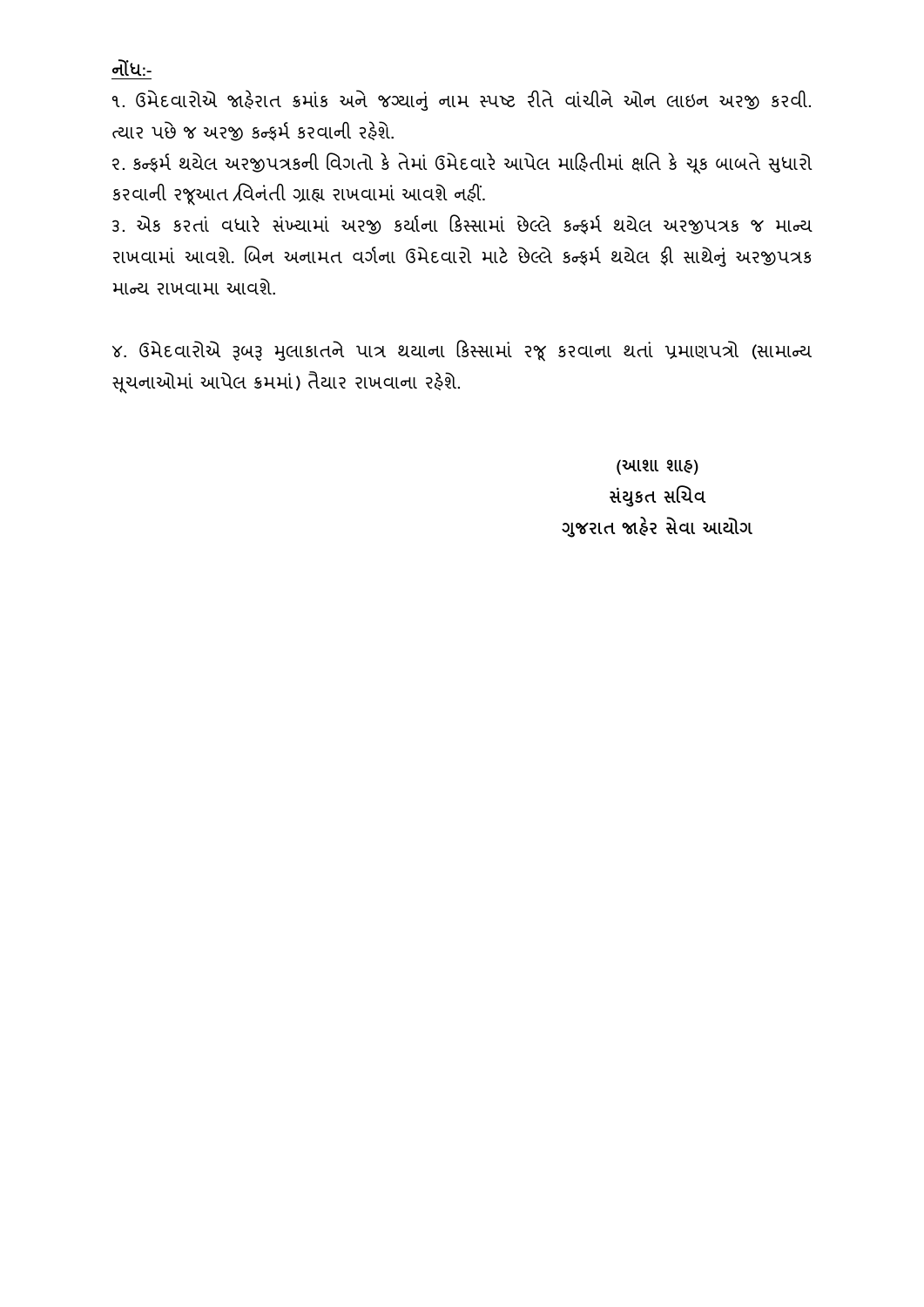**<u>નોંધ:-</u>**

૧. ઉમેદવારોએ જાહેરાત ક્રમાંક અને જગ્યાનું નામ સ્પષ્ટ રીતે વાંચીને ઓન લાઇન અરજી કરવી. ત્યાર પછે જ અરજી કન્ફર્મ કરવાની રહેશે.

૨. કન્ફર્મ થયેલ અરજીપત્રકની વિગતો કે તેમાં ઉમેદવારે આપેલ માહિતીમાં ક્ષતિ કે ચૂક બાબતે સુધારો કરવાની રજૂઆત /વિનંતી ગ્રાહ્ય રાખવામાં આવશે નહીં.

૩. એક કરતાં વધારે સંખ્યામાં અરજી કર્યાના કિસ્સામાં છેલ્લે કન્ફર્મ થયેલ અરજીપત્રક જ માન્ય રાખવામાં આવશે. બિન અનામત વર્ગના ઉમેદવારો માટે છેલ્લે કન્ફર્મ થયેલ ફી સાથેનું અરજીપત્રક માન્ય રાખવામા આવશે.

૪. ઉમેદવારોએ રૂબરૂ મુલાકાતને પાત્ર થયાના કિસ્સામાં રજૂ કરવાના થતાં પ્રમાણપત્રો (સામાન્ય સૂચનાઓમાં આપેલ ક્રમમાં) તૈયાર રાખવાના રહેશે.

**(આશા શાહ)**
**સંયુકત સચિવ**
**ગુજરાત જાહેર સેવા આયોગ**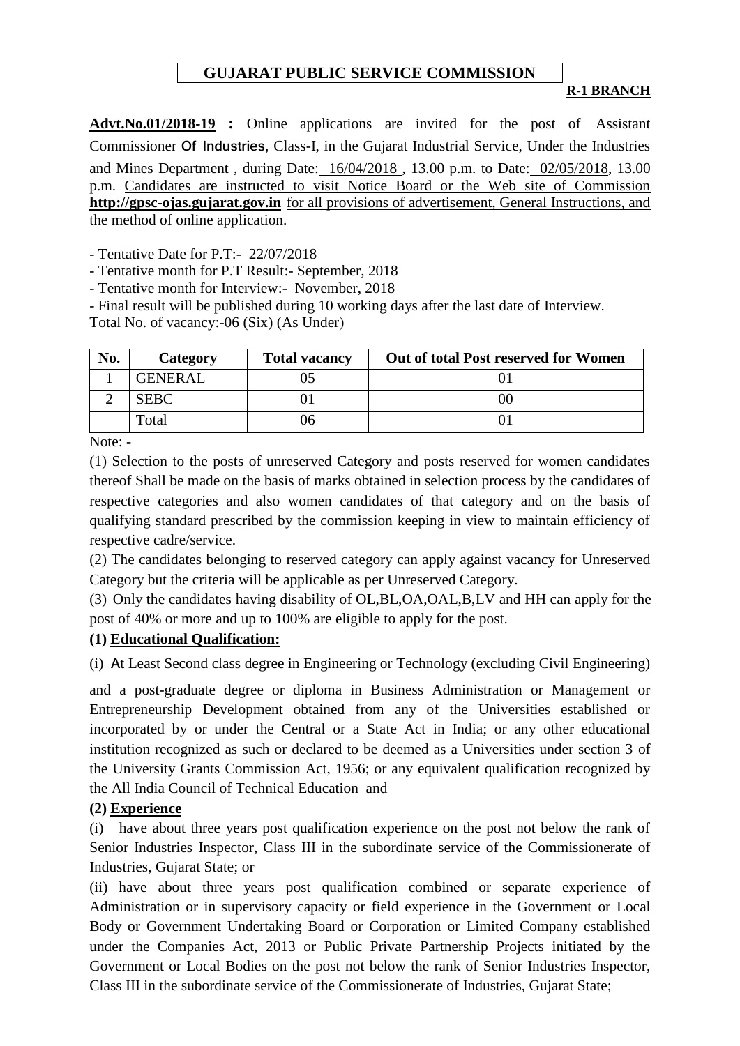# GUJARAT PUBLIC SERVICE COMMISSION

**R-1 BRANCH**

**Advt.No.01/2018-19 :** Online applications are invited for the post of Assistant Commissioner Of Industries, Class-I, in the Gujarat Industrial Service, Under the Industries and Mines Department , during Date: 16/04/2018 , 13.00 p.m. to Date: 02/05/2018, 13.00 p.m. Candidates are instructed to visit Notice Board or the Web site of Commission **http://gpsc-ojas.gujarat.gov.in** for all provisions of advertisement, General Instructions, and the method of online application.

- Tentative Date for P.T:- 22/07/2018
- Tentative month for P.T Result:- September, 2018
- Tentative month for Interview:- November, 2018
- Final result will be published during 10 working days after the last date of Interview.

Total No. of vacancy:-06 (Six) (As Under)

| No. | Category | Total vacancy | Out of total Post reserved for Women |
|---|---|---|---|
| 1 | GENERAL | 05 | 01 |
| 2 | SEBC | 01 | 00 |
| | Total | 06 | 01 |

Note: -

(1) Selection to the posts of unreserved Category and posts reserved for women candidates thereof Shall be made on the basis of marks obtained in selection process by the candidates of respective categories and also women candidates of that category and on the basis of qualifying standard prescribed by the commission keeping in view to maintain efficiency of respective cadre/service.

(2) The candidates belonging to reserved category can apply against vacancy for Unreserved Category but the criteria will be applicable as per Unreserved Category.

(3) Only the candidates having disability of OL,BL,OA,OAL,B,LV and HH can apply for the post of 40% or more and up to 100% are eligible to apply for the post.

**(1) Educational Qualification:**

(i) At Least Second class degree in Engineering or Technology (excluding Civil Engineering) and a post-graduate degree or diploma in Business Administration or Management or Entrepreneurship Development obtained from any of the Universities established or incorporated by or under the Central or a State Act in India; or any other educational institution recognized as such or declared to be deemed as a Universities under section 3 of the University Grants Commission Act, 1956; or any equivalent qualification recognized by the All India Council of Technical Education and

**(2) Experience**

(i) have about three years post qualification experience on the post not below the rank of Senior Industries Inspector, Class III in the subordinate service of the Commissionerate of Industries, Gujarat State; or

(ii) have about three years post qualification combined or separate experience of Administration or in supervisory capacity or field experience in the Government or Local Body or Government Undertaking Board or Corporation or Limited Company established under the Companies Act, 2013 or Public Private Partnership Projects initiated by the Government or Local Bodies on the post not below the rank of Senior Industries Inspector, Class III in the subordinate service of the Commissionerate of Industries, Gujarat State;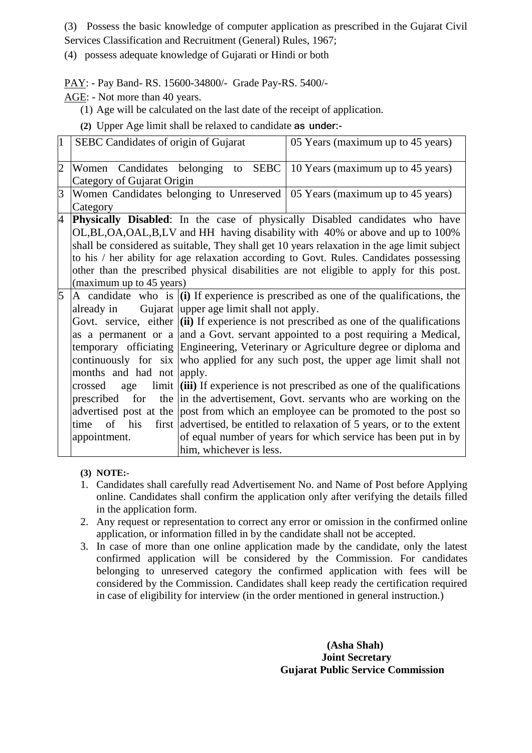(3) Possess the basic knowledge of computer application as prescribed in the Gujarat Civil Services Classification and Recruitment (General) Rules, 1967;

(4) possess adequate knowledge of Gujarati or Hindi or both

PAY: - Pay Band- RS. 15600-34800/- Grade Pay-RS. 5400/-

AGE: - Not more than 40 years.

(1) Age will be calculated on the last date of the receipt of application.

**(2)** Upper Age limit shall be relaxed to candidate as under:-

| | | |
|---|---|---|
| 1 | SEBC Candidates of origin of Gujarat | 05 Years (maximum up to 45 years) |
| 2 | Women Candidates belonging to SEBC Category of Gujarat Origin | 10 Years (maximum up to 45 years) |
| 3 | Women Candidates belonging to Unreserved Category | 05 Years (maximum up to 45 years) |
| 4 | **Physically Disabled**: In the case of physically Disabled candidates who have OL,BL,OA,OAL,B,LV and HH having disability with 40% or above and up to 100% shall be considered as suitable, They shall get 10 years relaxation in the age limit subject to his / her ability for age relaxation according to Govt. Rules. Candidates possessing other than the prescribed physical disabilities are not eligible to apply for this post. (maximum up to 45 years) | |
| 5 | A candidate who is already in Gujarat Govt. service, either as a permanent or a temporary officiating continuously for six months and had not crossed age limit prescribed for the advertised post at the time of his first appointment. | **(i)** If experience is prescribed as one of the qualifications, the upper age limit shall not apply.<br>**(ii)** If experience is not prescribed as one of the qualifications and a Govt. servant appointed to a post requiring a Medical, Engineering, Veterinary or Agriculture degree or diploma and who applied for any such post, the upper age limit shall not apply.<br>**(iii)** If experience is not prescribed as one of the qualifications in the advertisement, Govt. servants who are working on the post from which an employee can be promoted to the post so advertised, be entitled to relaxation of 5 years, or to the extent of equal number of years for which service has been put in by him, whichever is less. |

**(3) NOTE:-**

1. Candidates shall carefully read Advertisement No. and Name of Post before Applying online. Candidates shall confirm the application only after verifying the details filled in the application form.
2. Any request or representation to correct any error or omission in the confirmed online application, or information filled in by the candidate shall not be accepted.
3. In case of more than one online application made by the candidate, only the latest confirmed application will be considered by the Commission. For candidates belonging to unreserved category the confirmed application with fees will be considered by the Commission. Candidates shall keep ready the certification required in case of eligibility for interview (in the order mentioned in general instruction.)

**(Asha Shah)**
**Joint Secretary**
**Gujarat Public Service Commission**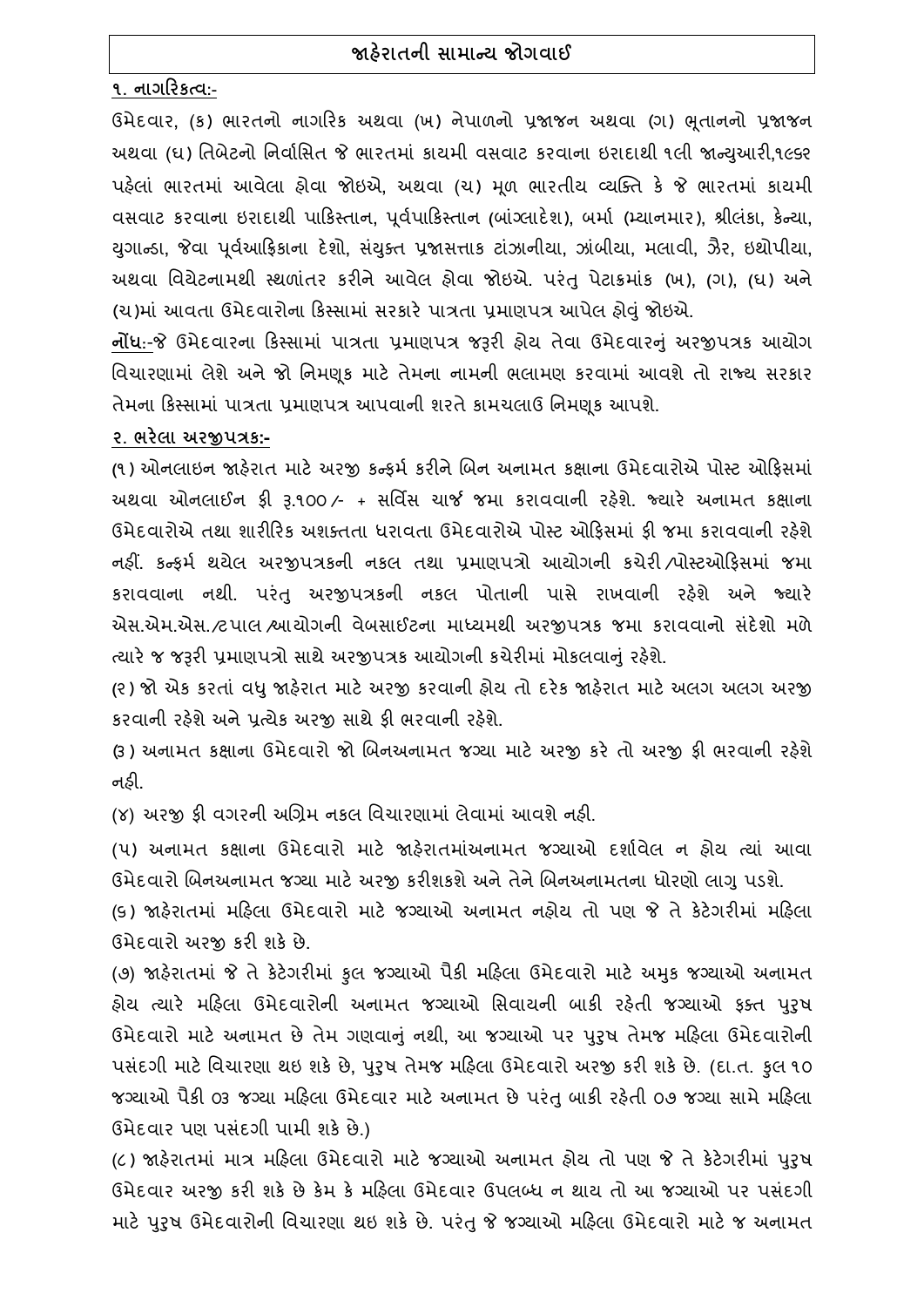## જાહેરાતની સામાન્ય જોગવાઈ

**૧. નાગરિકત્વ:-**

ઉમેદવાર, (ક) ભારતનો નાગરિક અથવા (ખ) નેપાળનો પ્રજાજન અથવા (ગ) ભૂતાનનો પ્રજાજન અથવા (ઘ) તિબેટનો નિર્વાસિત જે ભારતમાં કાયમી વસવાટ કરવાના ઇરાદાથી ૧લી જાન્યુઆરી,૧૯૬૨ પહેલાં ભારતમાં આવેલા હોવા જોઇએ, અથવા (ચ) મૂળ ભારતીય વ્યક્તિ કે જે ભારતમાં કાયમી વસવાટ કરવાના ઇરાદાથી પાકિસ્તાન, પૂર્વપાકિસ્તાન (બાંગ્લાદેશ), બર્મા (મ્યાનમાર), શ્રીલંકા, કેન્યા, યુગાન્ડા, જેવા પૂર્વઆફ્રિકાના દેશો, સંયુક્ત પ્રજાસત્તાક ટાંઝાનીયા, ઝાંબીયા, મલાવી, ઝૈર, ઇથોપીયા, અથવા વિયેટનામથી સ્થળાંતર કરીને આવેલ હોવા જોઇએ. પરંતુ પેટાક્રમાંક (ખ), (ગ), (ઘ) અને (ચ)માં આવતા ઉમેદવારોના કિસ્સામાં સરકારે પાત્રતા પ્રમાણપત્ર આપેલ હોવું જોઇએ.

**નોંધ:-**જે ઉમેદવારના કિસ્સામાં પાત્રતા પ્રમાણપત્ર જરૂરી હોય તેવા ઉમેદવારનું અરજીપત્રક આયોગ વિચારણામાં લેશે અને જો નિમણૂક માટે તેમના નામની ભલામણ કરવામાં આવશે તો રાજ્ય સરકાર તેમના કિસ્સામાં પાત્રતા પ્રમાણપત્ર આપવાની શરતે કામચલાઉ નિમણૂક આપશે.

**૨. ભરેલા અરજીપત્રક:-**

(૧) ઓનલાઇન જાહેરાત માટે અરજી કન્ફર્મ કરીને બિન અનામત કક્ષાના ઉમેદવારોએ પોસ્ટ ઓફિસમાં અથવા ઓનલાઈન ફી રૂ.૧૦૦/- + સર્વિસ ચાર્જ જમા કરાવવાની રહેશે. જ્યારે અનામત કક્ષાના ઉમેદવારોએ તથા શારીરિક અશક્તતા ધરાવતા ઉમેદવારોએ પોસ્ટ ઓફિસમાં ફી જમા કરાવવાની રહેશે નહીં. કન્ફર્મ થયેલ અરજીપત્રકની નકલ તથા પ્રમાણપત્રો આયોગની કચેરી/પોસ્ટઓફિસમાં જમા કરાવવાના નથી. પરંતુ અરજીપત્રકની નકલ પોતાની પાસે રાખવાની રહેશે અને જ્યારે એસ.એમ.એસ./ટપાલ/આયોગની વેબસાઈટના માધ્યમથી અરજીપત્રક જમા કરાવવાનો સંદેશો મળે ત્યારે જ જરૂરી પ્રમાણપત્રો સાથે અરજીપત્રક આયોગની કચેરીમાં મોકલવાનું રહેશે.

(૨) જો એક કરતાં વધુ જાહેરાત માટે અરજી કરવાની હોય તો દરેક જાહેરાત માટે અલગ અલગ અરજી કરવાની રહેશે અને પ્રત્યેક અરજી સાથે ફી ભરવાની રહેશે.

(૩) અનામત કક્ષાના ઉમેદવારો જો બિનઅનામત જગ્યા માટે અરજી કરે તો અરજી ફી ભરવાની રહેશે નહી.

(૪) અરજી ફી વગરની અગ્રિમ નકલ વિચારણામાં લેવામાં આવશે નહી.

(૫) અનામત કક્ષાના ઉમેદવારો માટે જાહેરાતમાંઅનામત જગ્યાઓ દર્શાવેલ ન હોય ત્યાં આવા ઉમેદવારો બિનઅનામત જગ્યા માટે અરજી કરીશકશે અને તેને બિનઅનામતના ધોરણો લાગુ પડશે.

(૬) જાહેરાતમાં મહિલા ઉમેદવારો માટે જગ્યાઓ અનામત નહોય તો પણ જે તે કેટેગરીમાં મહિલા ઉમેદવારો અરજી કરી શકે છે.

(૭) જાહેરાતમાં જે તે કેટેગરીમાં કુલ જગ્યાઓ પૈકી મહિલા ઉમેદવારો માટે અમુક જગ્યાઓ અનામત હોય ત્યારે મહિલા ઉમેદવારોની અનામત જગ્યાઓ સિવાયની બાકી રહેતી જગ્યાઓ ફક્ત પુરૂષ ઉમેદવારો માટે અનામત છે તેમ ગણવાનું નથી, આ જગ્યાઓ પર પુરૂષ તેમજ મહિલા ઉમેદવારોની પસંદગી માટે વિચારણા થઇ શકે છે, પુરૂષ તેમજ મહિલા ઉમેદવારો અરજી કરી શકે છે. (દા.ત. કુલ ૧૦ જગ્યાઓ પૈકી ૦૩ જગ્યા મહિલા ઉમેદવાર માટે અનામત છે પરંતુ બાકી રહેતી ૦૭ જગ્યા સામે મહિલા ઉમેદવાર પણ પસંદગી પામી શકે છે.)

(૮) જાહેરાતમાં માત્ર મહિલા ઉમેદવારો માટે જગ્યાઓ અનામત હોય તો પણ જે તે કેટેગરીમાં પુરૂષ ઉમેદવાર અરજી કરી શકે છે કેમ કે મહિલા ઉમેદવાર ઉપલબ્ધ ન થાય તો આ જગ્યાઓ પર પસંદગી માટે પુરૂષ ઉમેદવારોની વિચારણા થઇ શકે છે. પરંતુ જે જગ્યાઓ મહિલા ઉમેદવારો માટે જ અનામત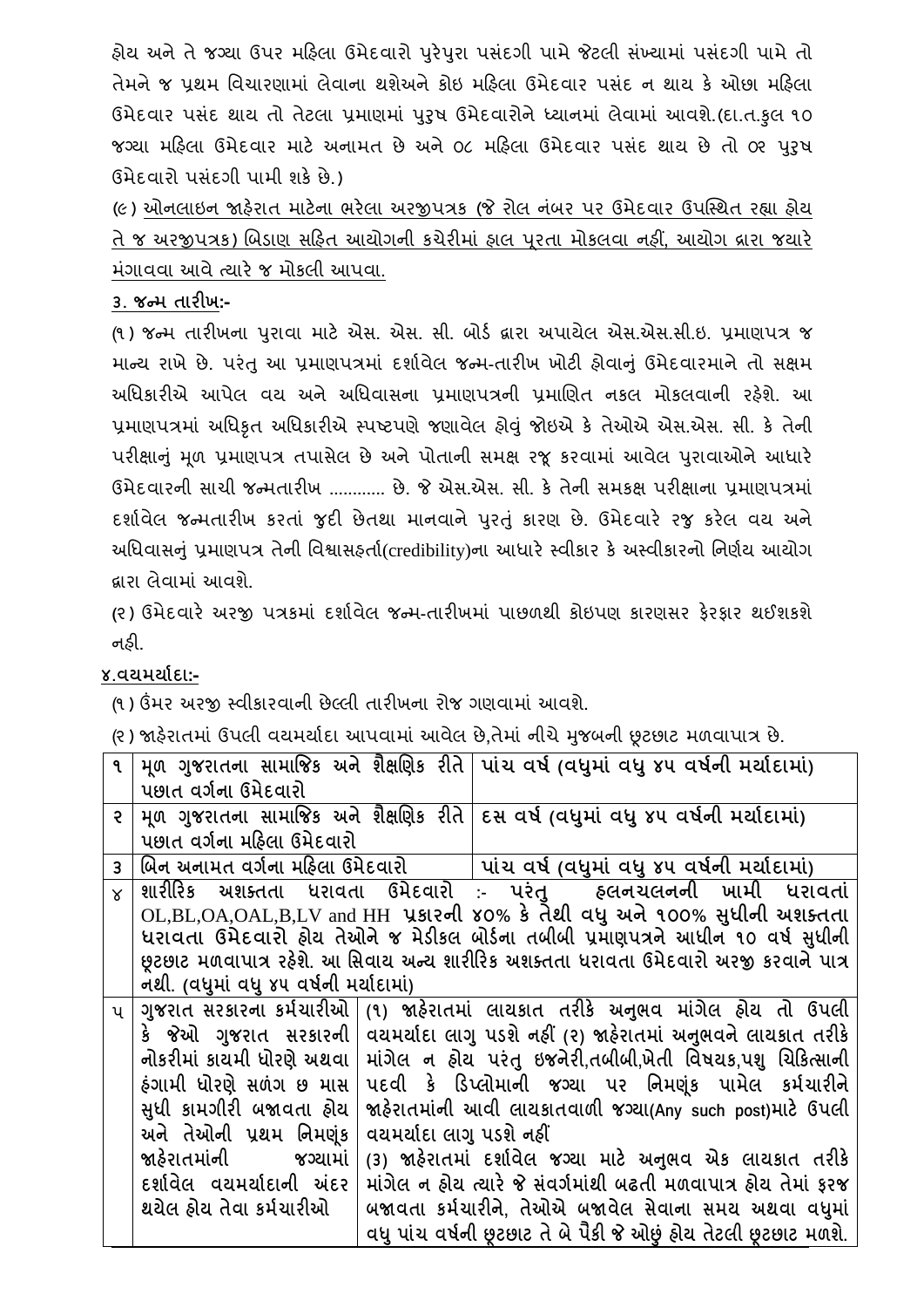હોય અને તે જગ્યા ઉપર મહિલા ઉમેદવારો પુરેપુરા પસંદગી પામે જેટલી સંખ્યામાં પસંદગી પામે તો તેમને જ પ્રથમ વિચારણામાં લેવાના થશેઅને કોઇ મહિલા ઉમેદવાર પસંદ ન થાય કે ઓછા મહિલા ઉમેદવાર પસંદ થાય તો તેટલા પ્રમાણમાં પુરૂષ ઉમેદવારોને ધ્યાનમાં લેવામાં આવશે.(દા.ત.કુલ ૧૦ જગ્યા મહિલા ઉમેદવાર માટે અનામત છે અને ૦૮ મહિલા ઉમેદવાર પસંદ થાય છે તો ૦૨ પુરૂષ ઉમેદવારો પસંદગી પામી શકે છે.)

(૯) <u>ઓનલાઇન જાહેરાત માટેના ભરેલા અરજીપત્રક (જે રોલ નંબર પર ઉમેદવાર ઉપસ્થિત રહ્યા હોય તે જ અરજીપત્રક) બિડાણ સહિત આયોગની કચેરીમાં હાલ પૂરતા મોકલવા નહીં, આયોગ દ્વારા જ્યારે મંગાવવા આવે ત્યારે જ મોકલી આપવા.</u>

**<u>૩. જન્મ તારીખ:-</u>**

(૧) જન્મ તારીખના પુરાવા માટે એસ. એસ. સી. બોર્ડ દ્વારા અપાયેલ એસ.એસ.સી.ઇ. પ્રમાણપત્ર જ માન્ય રાખે છે. પરંતુ આ પ્રમાણપત્રમાં દર્શાવેલ જન્મ-તારીખ ખોટી હોવાનું ઉમેદવારમાને તો સક્ષમ અધિકારીએ આપેલ વય અને અધિવાસના પ્રમાણપત્રની પ્રમાણિત નકલ મોકલવાની રહેશે. આ પ્રમાણપત્રમાં અધિકૃત અધિકારીએ સ્પષ્ટપણે જણાવેલ હોવું જોઇએ કે તેઓએ એસ.એસ. સી. કે તેની પરીક્ષાનું મૂળ પ્રમાણપત્ર તપાસેલ છે અને પોતાની સમક્ષ રજૂ કરવામાં આવેલ પુરાવાઓને આધારે ઉમેદવારની સાચી જન્મતારીખ ............ છે. જે એસ.એસ. સી. કે તેની સમકક્ષ પરીક્ષાના પ્રમાણપત્રમાં દર્શાવેલ જન્મતારીખ કરતાં જુદી છેતથા માનવાને પુરતું કારણ છે. ઉમેદવારે રજુ કરેલ વય અને અધિવાસનું પ્રમાણપત્ર તેની વિશ્વાસહર્તા(credibility)ના આધારે સ્વીકાર કે અસ્વીકારનો નિર્ણય આયોગ દ્વારા લેવામાં આવશે.

(૨) ઉમેદવારે અરજી પત્રકમાં દર્શાવેલ જન્મ-તારીખમાં પાછળથી કોઇપણ કારણસર ફેરફાર થઈશકશે નહી.

**<u>૪.વયમર્યાદા:-</u>**

(૧) ઉંમર અરજી સ્વીકારવાની છેલ્લી તારીખના રોજ ગણવામાં આવશે.

(૨) જાહેરાતમાં ઉપલી વયમર્યાદા આપવામાં આવેલ છે,તેમાં નીચે મુજબની છૂટછાટ મળવાપાત્ર છે.

| | | |
|---|---|---|
| ૧ | મૂળ ગુજરાતના સામાજિક અને શૈક્ષણિક રીતે પછાત વર્ગના ઉમેદવારો | **પાંચ વર્ષ (વધુમાં વધુ ૪૫ વર્ષની મર્યાદામાં)** |
| ૨ | મૂળ ગુજરાતના સામાજિક અને શૈક્ષણિક રીતે પછાત વર્ગના મહિલા ઉમેદવારો | **દસ વર્ષ (વધુમાં વધુ ૪૫ વર્ષની મર્યાદામાં)** |
| ૩ | બિન અનામત વર્ગના મહિલા ઉમેદવારો | **પાંચ વર્ષ (વધુમાં વધુ ૪૫ વર્ષની મર્યાદામાં)** |
| ૪ | **શારીરિક અશક્તતા ધરાવતા ઉમેદવારો :- પરંતુ હલનચલનની ખામી ધરાવતાં OL,BL,OA,OAL,B,LV and HH પ્રકારની ૪૦% કે તેથી વધુ અને ૧૦૦% સુધીની અશક્તતા ધરાવતા ઉમેદવારો હોય તેઓને જ મેડીકલ બોર્ડના તબીબી પ્રમાણપત્રને આધીન ૧૦ વર્ષ સુધીની છૂટછાટ મળવાપાત્ર રહેશે. આ સિવાય અન્ય શારીરિક અશક્તતા ધરાવતા ઉમેદવારો અરજી કરવાને પાત્ર નથી. (વધુમાં વધુ ૪૫ વર્ષની મર્યાદામાં)** | |
| ૫ | ગુજરાત સરકારના કર્મચારીઓ કે જેઓ ગુજરાત સરકારની નોકરીમાં કાયમી ધોરણે અથવા હંગામી ધોરણે સળંગ છ માસ સુધી કામગીરી બજાવતા હોય અને તેઓની પ્રથમ નિમણૂંક જાહેરાતમાંની જગ્યામાં દર્શાવેલ વયમર્યાદાની અંદર થયેલ હોય તેવા કર્મચારીઓ | (૧) જાહેરાતમાં લાયકાત તરીકે અનુભવ માંગેલ હોય તો ઉપલી વયમર્યાદા લાગુ પડશે નહીં (૨) જાહેરાતમાં અનુભવને લાયકાત તરીકે માંગેલ ન હોય પરંતુ ઇજનેરી,તબીબી,ખેતી વિષયક,પશુ ચિકિત્સાની પદવી કે ડિપ્લોમાની જગ્યા પર નિમણૂંક પામેલ કર્મચારીને જાહેરાતમાંની આવી લાયકાતવાળી જગ્યા(Any such post)માટે ઉપલી વયમર્યાદા લાગુ પડશે નહીં (૩) જાહેરાતમાં દર્શાવેલ જગ્યા માટે અનુભવ એક લાયકાત તરીકે માંગેલ ન હોય ત્યારે જે સંવર્ગમાંથી બઢતી મળવાપાત્ર હોય તેમાં ફરજ બજાવતા કર્મચારીને, તેઓએ બજાવેલ સેવાના સમય અથવા વધુમાં વધુ પાંચ વર્ષની છૂટછાટ તે બે પૈકી જે ઓછું હોય તેટલી છૂટછાટ મળશે. |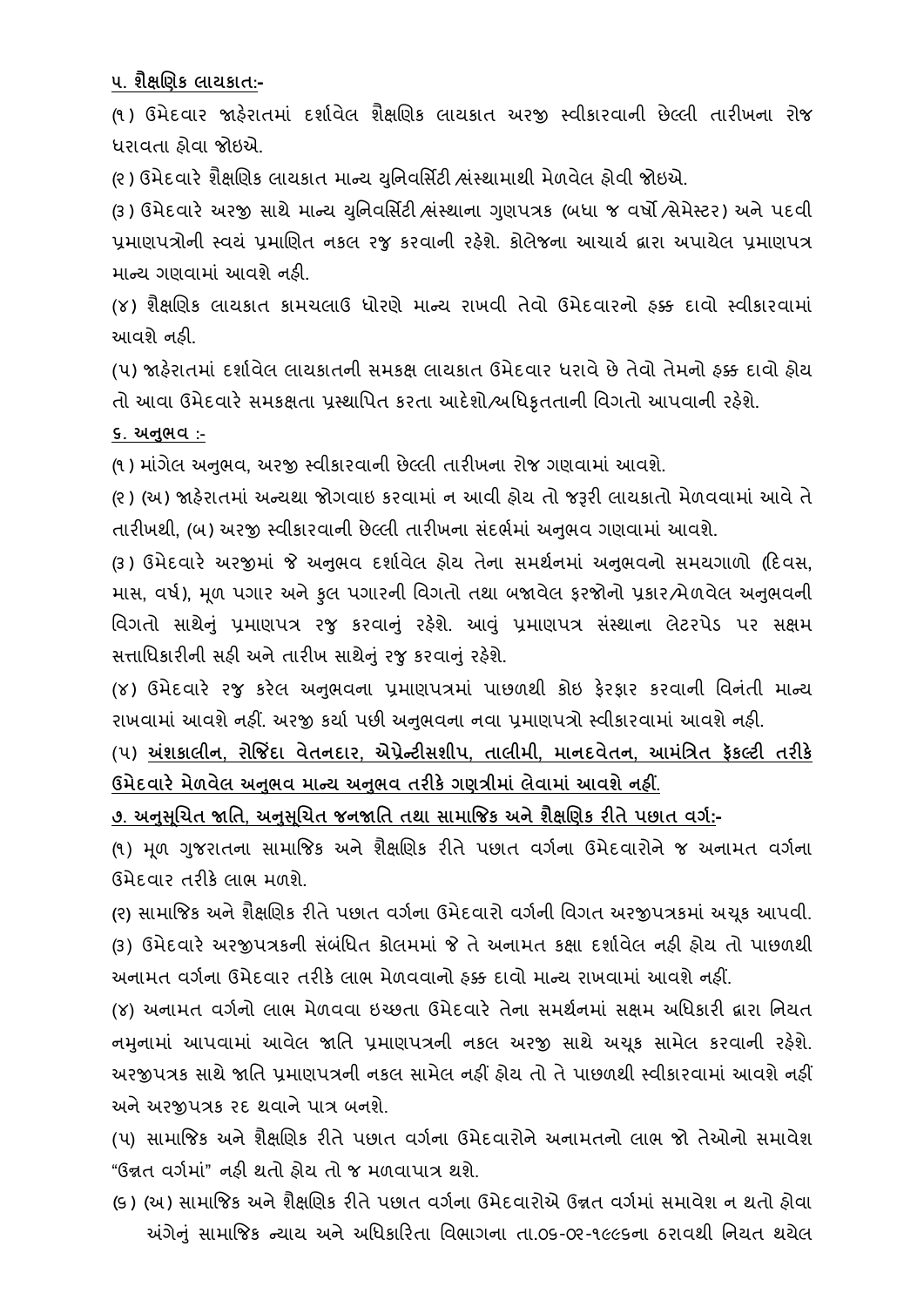**૫. શૈક્ષણિક લાયકાત:-**

(૧) ઉમેદવાર જાહેરાતમાં દર્શાવેલ શૈક્ષણિક લાયકાત અરજી સ્વીકારવાની છેલ્લી તારીખના રોજ ધરાવતા હોવા જોઇએ.

(૨) ઉમેદવારે શૈક્ષણિક લાયકાત માન્ય યુનિવર્સિટી /સંસ્થામાથી મેળવેલ હોવી જોઇએ.

(૩) ઉમેદવારે અરજી સાથે માન્ય યુનિવર્સિટી /સંસ્થાના ગુણપત્રક (બધા જ વર્ષો /સેમેસ્ટર) અને પદવી પ્રમાણપત્રોની સ્વયં પ્રમાણિત નકલ રજુ કરવાની રહેશે. કોલેજના આચાર્ય દ્વારા અપાયેલ પ્રમાણપત્ર માન્ય ગણવામાં આવશે નહી.

(૪) શૈક્ષણિક લાયકાત કામચલાઉ ધોરણે માન્ય રાખવી તેવો ઉમેદવારનો હક્ક દાવો સ્વીકારવામાં આવશે નહી.

(૫) જાહેરાતમાં દર્શાવેલ લાયકાતની સમકક્ષ લાયકાત ઉમેદવાર ધરાવે છે તેવો તેમનો હક્ક દાવો હોય તો આવા ઉમેદવારે સમકક્ષતા પ્રસ્થાપિત કરતા આદેશો/અધિકૃતતાની વિગતો આપવાની રહેશે.

**૬. અનુભવ :-**

(૧) માંગેલ અનુભવ, અરજી સ્વીકારવાની છેલ્લી તારીખના રોજ ગણવામાં આવશે.

(૨) (અ) જાહેરાતમાં અન્યથા જોગવાઇ કરવામાં ન આવી હોય તો જરૂરી લાયકાતો મેળવવામાં આવે તે તારીખથી, (બ) અરજી સ્વીકારવાની છેલ્લી તારીખના સંદર્ભમાં અનુભવ ગણવામાં આવશે.

(૩) ઉમેદવારે અરજીમાં જે અનુભવ દર્શાવેલ હોય તેના સમર્થનમાં અનુભવનો સમયગાળો (દિવસ, માસ, વર્ષ), મૂળ પગાર અને કુલ પગારની વિગતો તથા બજાવેલ ફરજોનો પ્રકાર/મેળવેલ અનુભવની વિગતો સાથેનું પ્રમાણપત્ર રજુ કરવાનું રહેશે. આવું પ્રમાણપત્ર સંસ્થાના લેટરપેડ પર સક્ષમ સત્તાધિકારીની સહી અને તારીખ સાથેનું રજુ કરવાનું રહેશે.

(૪) ઉમેદવારે રજુ કરેલ અનુભવના પ્રમાણપત્રમાં પાછળથી કોઇ ફેરફાર કરવાની વિનંતી માન્ય રાખવામાં આવશે નહીં. અરજી કર્યા પછી અનુભવના નવા પ્રમાણપત્રો સ્વીકારવામાં આવશે નહી.

(૫) **અંશકાલીન, રોજિંદા વેતનદાર, એપ્રેન્ટીસશીપ, તાલીમી, માનદવેતન, આમંત્રિત ફૅકલ્ટી તરીકે ઉમેદવારે મેળવેલ અનુભવ માન્ય અનુભવ તરીકે ગણત્રીમાં લેવામાં આવશે નહીં.**

**૭. અનુસૂચિત જાતિ, અનુસૂચિત જનજાતિ તથા સામાજિક અને શૈક્ષણિક રીતે પછાત વર્ગ:-**

(૧) મૂળ ગુજરાતના સામાજિક અને શૈક્ષણિક રીતે પછાત વર્ગના ઉમેદવારોને જ અનામત વર્ગના ઉમેદવાર તરીકે લાભ મળશે.

(૨) સામાજિક અને શૈક્ષણિક રીતે પછાત વર્ગના ઉમેદવારો વર્ગની વિગત અરજીપત્રકમાં અચૂક આપવી.

(૩) ઉમેદવારે અરજીપત્રકની સંબંધિત કોલમમાં જે તે અનામત કક્ષા દર્શાવેલ નહી હોય તો પાછળથી અનામત વર્ગના ઉમેદવાર તરીકે લાભ મેળવવાનો હક્ક દાવો માન્ય રાખવામાં આવશે નહીં.

(૪) અનામત વર્ગનો લાભ મેળવવા ઇચ્છતા ઉમેદવારે તેના સમર્થનમાં સક્ષમ અધિકારી દ્વારા નિયત નમુનામાં આપવામાં આવેલ જાતિ પ્રમાણપત્રની નકલ અરજી સાથે અચૂક સામેલ કરવાની રહેશે. અરજીપત્રક સાથે જાતિ પ્રમાણપત્રની નકલ સામેલ નહીં હોય તો તે પાછળથી સ્વીકારવામાં આવશે નહીં અને અરજીપત્રક રદ થવાને પાત્ર બનશે.

(૫) સામાજિક અને શૈક્ષણિક રીતે પછાત વર્ગના ઉમેદવારોને અનામતનો લાભ જો તેઓનો સમાવેશ "ઉન્નત વર્ગમાં" નહી થતો હોય તો જ મળવાપાત્ર થશે.

(૬) (અ) સામાજિક અને શૈક્ષણિક રીતે પછાત વર્ગના ઉમેદવારોએ ઉન્નત વર્ગમાં સમાવેશ ન થતો હોવા અંગેનું સામાજિક ન્યાય અને અધિકારિતા વિભાગના તા.૦૬-૦૨-૧૯૯૬ના ઠરાવથી નિયત થયેલ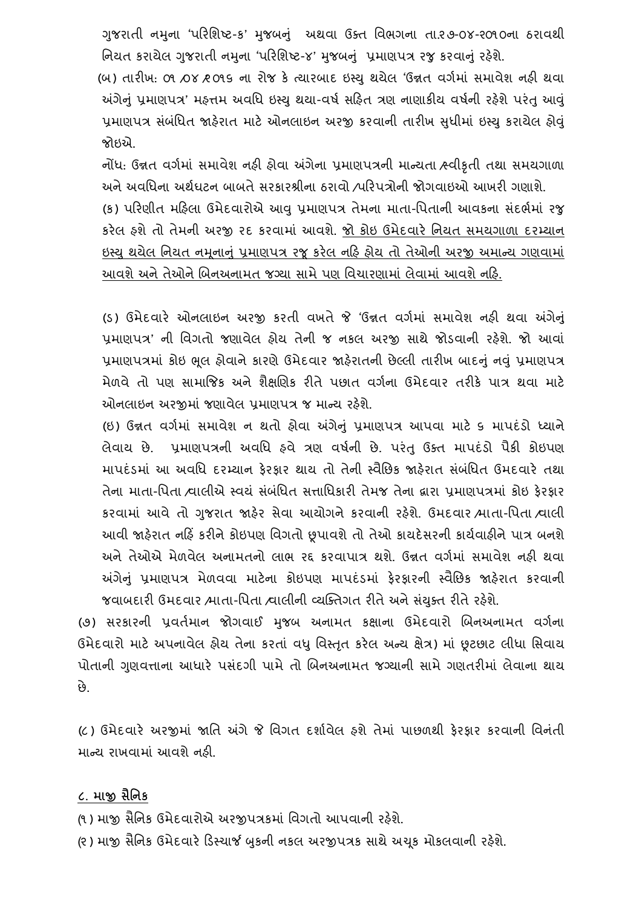ગુજરાતી નમુના 'પરિશિષ્ટ-ક' મુજબનું અથવા ઉક્ત વિભગના તા.૨૭-૦૪-૨૦૧૦ના ઠરાવથી નિયત કરાયેલ ગુજરાતી નમુના 'પરિશિષ્ટ-૪' મુજબનું પ્રમાણપત્ર રજ્ કરવાનું રહેશે.

(બ) તારીખ: ૦૧/૦૪/૨૦૧૬ ના રોજ કે ત્યારબાદ ઇસ્યુ થયેલ 'ઉન્નત વર્ગમાં સમાવેશ નહી થવા અંગેનું પ્રમાણપત્ર' મહત્તમ અવધિ ઇસ્યુ થયા-વર્ષ સહિત ત્રણ નાણાકીય વર્ષની રહેશે પરંતુ આવું પ્રમાણપત્ર સંબંધિત જાહેરાત માટે ઓનલાઇન અરજી કરવાની તારીખ સુધીમાં ઇસ્યુ કરાયેલ હોવું જોઇએ.

નોંધ: ઉન્નત વર્ગમાં સમાવેશ નહી હોવા અંગેના પ્રમાણપત્રની માન્યતા/સ્વીકૃતી તથા સમયગાળા અને અવધિના અર્થઘટન બાબતે સરકારશ્રીના ઠરાવો/પરિપત્રોની જોગવાઇઓ આખરી ગણાશે.

(ક) પરિણીત મહિલા ઉમેદવારોએ આવુ પ્રમાણપત્ર તેમના માતા-પિતાની આવકના સંદર્ભમાં રજૂ કરેલ હશે તો તેમની અરજી રદ કરવામાં આવશે. <u>જો કોઇ ઉમેદવારે નિયત સમયગાળા દરમ્યાન ઇસ્યુ થયેલ નિયત નમૂનાનું પ્રમાણપત્ર રજૂ કરેલ નહિ હોય તો તેઓની અરજી અમાન્ય ગણવામાં આવશે અને તેઓને બિનઅનામત જગ્યા સામે પણ વિચારણામાં લેવામાં આવશે નહિ.</u>

(ડ) ઉમેદવારે ઓનલાઇન અરજી કરતી વખતે જે 'ઉન્નત વર્ગમાં સમાવેશ નહી થવા અંગેનું પ્રમાણપત્ર' ની વિગતો જણાવેલ હોય તેની જ નકલ અરજી સાથે જોડવાની રહેશે. જો આવાં પ્રમાણપત્રમાં કોઇ ભૂલ હોવાને કારણે ઉમેદવાર જાહેરાતની છેલ્લી તારીખ બાદનું નવું પ્રમાણપત્ર મેળવે તો પણ સામાજિક અને શૈક્ષણિક રીતે પછાત વર્ગના ઉમેદવાર તરીકે પાત્ર થવા માટે ઓનલાઇન અરજીમાં જણાવેલ પ્રમાણપત્ર જ માન્ય રહેશે.

(ઇ) ઉન્નત વર્ગમાં સમાવેશ ન થતો હોવા અંગેનું પ્રમાણપત્ર આપવા માટે ૬ માપદંડો ધ્યાને લેવાય છે. પ્રમાણપત્રની અવધિ હવે ત્રણ વર્ષની છે. પરંતુ ઉક્ત માપદંડો પૈકી કોઇપણ માપદંડમાં આ અવધિ દરમ્યાન ફેરફાર થાય તો તેની સ્વૈછિક જાહેરાત સંબંધિત ઉમદવારે તથા તેના માતા-પિતા/વાલીએ સ્વયં સંબંધિત સત્તાધિકારી તેમજ તેના દ્વારા પ્રમાણપત્રમાં કોઇ ફેરફાર કરવામાં આવે તો ગુજરાત જાહેર સેવા આયોગને કરવાની રહેશે. ઉમદવાર/માતા-પિતા/વાલી આવી જાહેરાત નહિં કરીને કોઇપણ વિગતો છૂપાવશે તો તેઓ કાયદેસરની કાર્યવાહીને પાત્ર બનશે અને તેઓએ મેળવેલ અનામતનો લાભ રદ્દ કરવાપાત્ર થશે. ઉન્નત વર્ગમાં સમાવેશ નહી થવા અંગેનું પ્રમાણપત્ર મેળવવા માટેના કોઇપણ માપદંડમાં ફેરફારની સ્વૈછિક જાહેરાત કરવાની જવાબદારી ઉમદવાર/માતા-પિતા/વાલીની વ્યક્તિગત રીતે અને સંયુક્ત રીતે રહેશે.

(૭) સરકારની પ્રવર્તમાન જોગવાઈ મુજબ અનામત કક્ષાના ઉમેદવારો બિનઅનામત વર્ગના ઉમેદવારો માટે અપનાવેલ હોય તેના કરતાં વધુ વિસ્તૃત કરેલ અન્ય ક્ષેત્ર) માં છૂટછાટ લીધા સિવાય પોતાની ગુણવત્તાના આધારે પસંદગી પામે તો બિનઅનામત જગ્યાની સામે ગણતરીમાં લેવાના થાય છે.

(૮) ઉમેદવારે અરજીમાં જાતિ અંગે જે વિગત દર્શાવેલ હશે તેમાં પાછળથી ફેરફાર કરવાની વિનંતી માન્ય રાખવામાં આવશે નહી.

## <u>૮. માજી સૈનિક</u>

(૧) માજી સૈનિક ઉમેદવારોએ અરજીપત્રકમાં વિગતો આપવાની રહેશે.

(૨) માજી સૈનિક ઉમેદવારે ડિસ્ચાર્જ બુકની નકલ અરજીપત્રક સાથે અચૂક મોકલવાની રહેશે.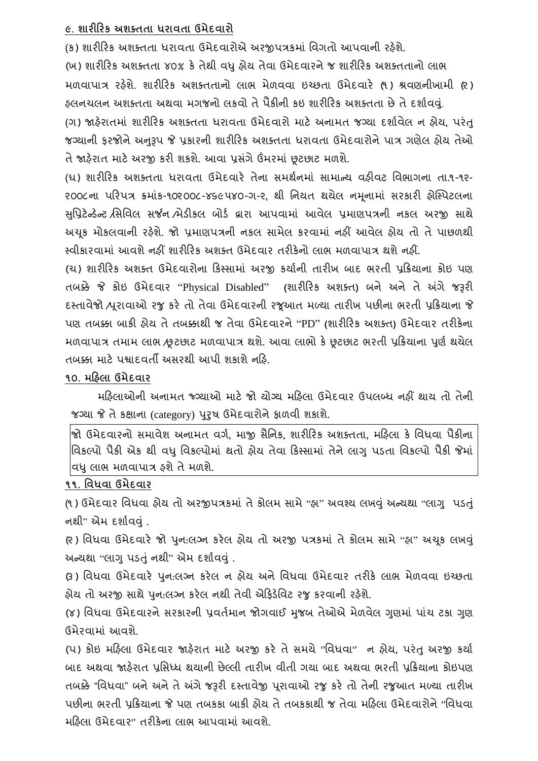## ૯. શારીરિક અશક્તતા ધરાવતા ઉમેદવારો

(ક) શારીરિક અશક્તતા ધરાવતા ઉમેદવારોએ અરજીપત્રકમાં વિગતો આપવાની રહેશે.

(ખ) શારીરિક અશક્તતા ૪૦% કે તેથી વધુ હોય તેવા ઉમેદવારને જ શારીરિક અશક્તતાનો લાભ મળવાપાત્ર રહેશે. શારીરિક અશક્તતાનો લાભ મેળવવા ઇચ્છતા ઉમેદવારે (૧) શ્રવણનીખામી (૨) હલનચલન અશક્તતા અથવા મગજનો લકવો તે પૈકીની કઇ શારીરિક અશક્તતા છે તે દર્શાવવું.

(ગ) જાહેરાતમાં શારીરિક અશક્તતા ધરાવતા ઉમેદવારો માટે અનામત જગ્યા દર્શાવેલ ન હોય, પરંતુ જગ્યાની ફરજોને અનુરૂપ જે પ્રકારની શારીરિક અશક્તતા ધરાવતા ઉમેદવારોને પાત્ર ગણેલ હોય તેઓ તે જાહેરાત માટે અરજી કરી શકશે. આવા પ્રસંગે ઉંમરમાં છૂટછાટ મળશે.

(ઘ) શારીરિક અશક્તતા ધરાવતા ઉમેદવારે તેના સમર્થનમાં સામાન્ય વહીવટ વિભાગના તા.૧-૧૨-૨૦૦૮ના પરિપત્ર ક્રમાંક-૧૦૨૦૦૮-૪૬૯૫૪૦-ગ-૨, થી નિયત થયેલ નમૂનામાં સરકારી હોસ્પિટલના સુપ્રિટેન્ડેન્ટ /સિવિલ સર્જન /મેડીકલ બોર્ડ દ્વારા આપવામાં આવેલ પ્રમાણપત્રની નકલ અરજી સાથે અચૂક મોકલવાની રહેશે. જો પ્રમાણપત્રની નકલ સામેલ કરવામાં નહીં આવેલ હોય તો તે પાછળથી સ્વીકારવામાં આવશે નહીં શારીરિક અશક્ત ઉમેદવાર તરીકેનો લાભ મળવાપાત્ર થશે નહીં.

(ચ) શારીરિક અશક્ત ઉમેદવારોના કિસ્સામાં અરજી કર્યાની તારીખ બાદ ભરતી પ્રક્રિયાના કોઇ પણ તબક્કે જે કોઇ ઉમેદવાર "Physical Disabled" (શારીરિક અશક્ત) બને અને તે અંગે જરૂરી દસ્તાવેજો /પુરાવાઓ રજુ કરે તો તેવા ઉમેદવારની રજૂઆત મળ્યા તારીખ પછીના ભરતી પ્રક્રિયાના જે પણ તબક્કા બાકી હોય તે તબક્કાથી જ તેવા ઉમેદવારને "PD" (શારીરિક અશક્ત) ઉમેદવાર તરીકેના મળવાપાત્ર તમામ લાભ /છૂટછાટ મળવાપાત્ર થશે. આવા લાભો કે છૂટછાટ ભરતી પ્રક્રિયાના પુર્ણ થયેલ તબક્કા માટે પશ્ચાદવર્તી અસરથી આપી શકાશે નહિ.

## ૧૦. મહિલા ઉમેદવાર

મહિલાઓની અનામત જગ્યાઓ માટે જો યોગ્ય મહિલા ઉમેદવાર ઉપલબ્ધ નહીં થાય તો તેની જગ્યા જે તે કક્ષાના (category) પુરૂષ ઉમેદવારોને ફાળવી શકાશે.

| જો ઉમેદવારનો સમાવેશ અનામત વર્ગ, માજી સૈનિક, શારીરિક અશક્તતા, મહિલા કે વિધવા પૈકીના વિકલ્પો પૈકી એક થી વધુ વિકલ્પોમાં થતો હોય તેવા કિસ્સામાં તેને લાગુ પડતા વિકલ્પો પૈકી જેમાં વધુ લાભ મળવાપાત્ર હશે તે મળશે. |
|---|

## ૧૧. વિધવા ઉમેદવાર

(૧) ઉમેદવાર વિધવા હોય તો અરજીપત્રકમાં તે કોલમ સામે "હા" અવશ્ય લખવું અન્યથા "લાગુ પડતું નથી" એમ દર્શાવવું .

(૨) વિધવા ઉમેદવારે જો પુન:લગ્ન કરેલ હોય તો અરજી પત્રકમાં તે કોલમ સામે "હા" અચૂક લખવું અન્યથા "લાગુ પડતું નથી" એમ દર્શાવવું .

(૩) વિધવા ઉમેદવારે પુન:લગ્ન કરેલ ન હોય અને વિધવા ઉમેદવાર તરીકે લાભ મેળવવા ઇચ્છતા હોય તો અરજી સાથે પુન:લગ્ન કરેલ નથી તેવી એફિડેવિટ રજુ કરવાની રહેશે.

(૪) વિધવા ઉમેદવારને સરકારની પ્રવર્તમાન જોગવાઈ મુજબ તેઓએ મેળવેલ ગુણમાં પાંચ ટકા ગુણ ઉમેરવામાં આવશે.

(૫) કોઇ મહિલા ઉમેદવાર જાહેરાત માટે અરજી કરે તે સમયે "વિધવા" ન હોય, પરંતુ અરજી કર્યા બાદ અથવા જાહેરાત પ્રસિધ્ધ થયાની છેલ્લી તારીખ વીતી ગયા બાદ અથવા ભરતી પ્રક્રિયાના કોઇપણ તબક્કે "વિધવા" બને અને તે અંગે જરૂરી દસ્તાવેજી પૂરાવાઓ રજુ કરે તો તેની રજુઆત મળ્યા તારીખ પછીના ભરતી પ્રક્રિયાના જે પણ તબકકા બાકી હોય તે તબકકાથી જ તેવા મહિલા ઉમેદવારોને "વિધવા મહિલા ઉમેદવાર" તરીકેના લાભ આપવામાં આવશે.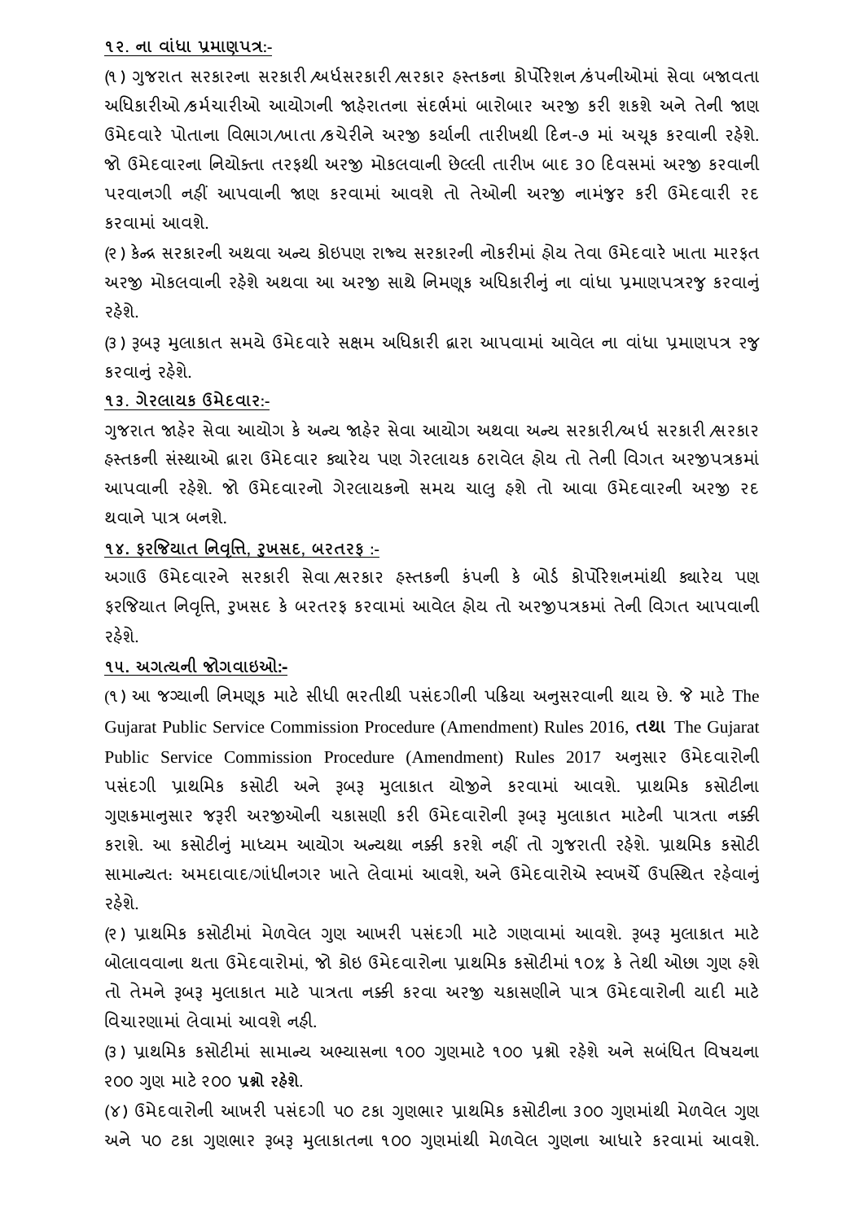**૧૨. ના વાંધા પ્રમાણપત્ર:-**

(૧) ગુજરાત સરકારના સરકારી /અર્ધસરકારી /સરકાર હસ્તકના કોર્પોરેશન /કંપનીઓમાં સેવા બજાવતા અધિકારીઓ /કર્મચારીઓ આયોગની જાહેરાતના સંદર્ભમાં બારોબાર અરજી કરી શકશે અને તેની જાણ ઉમેદવારે પોતાના વિભાગ/ખાતા /કચેરીને અરજી કર્યાની તારીખથી દિન-૭ માં અચૂક કરવાની રહેશે. જો ઉમેદવારના નિયોક્તા તરફથી અરજી મોકલવાની છેલ્લી તારીખ બાદ ૩૦ દિવસમાં અરજી કરવાની પરવાનગી નહીં આપવાની જાણ કરવામાં આવશે તો તેઓની અરજી નામંજુર કરી ઉમેદવારી રદ કરવામાં આવશે.

(૨) કેન્દ્ર સરકારની અથવા અન્ય કોઇપણ રાજ્ય સરકારની નોકરીમાં હોય તેવા ઉમેદવારે ખાતા મારફત અરજી મોકલવાની રહેશે અથવા આ અરજી સાથે નિમણૂક અધિકારીનું ના વાંધા પ્રમાણપત્રરજુ કરવાનું રહેશે.

(૩) રૂબરૂ મુલાકાત સમયે ઉમેદવારે સક્ષમ અધિકારી દ્વારા આપવામાં આવેલ ના વાંધા પ્રમાણપત્ર રજુ કરવાનું રહેશે.

**૧૩. ગેરલાયક ઉમેદવાર:-**

ગુજરાત જાહેર સેવા આયોગ કે અન્ય જાહેર સેવા આયોગ અથવા અન્ય સરકારી/અર્ધ સરકારી /સરકાર હસ્તકની સંસ્થાઓ દ્વારા ઉમેદવાર ક્યારેય પણ ગેરલાયક ઠરાવેલ હોય તો તેની વિગત અરજીપત્રકમાં આપવાની રહેશે. જો ઉમેદવારનો ગેરલાયકનો સમય ચાલુ હશે તો આવા ઉમેદવારની અરજી રદ થવાને પાત્ર બનશે.

**૧૪. ફરજિયાત નિવૃત્તિ, રુખસદ, બરતરફ :-**

અગાઉ ઉમેદવારને સરકારી સેવા /સરકાર હસ્તકની કંપની કે બોર્ડ કોર્પોરેશનમાંથી ક્યારેય પણ ફરજિયાત નિવૃત્તિ, રુખસદ કે બરતરફ કરવામાં આવેલ હોય તો અરજીપત્રકમાં તેની વિગત આપવાની રહેશે.

**૧૫. અગત્યની જોગવાઇઓ:-**

(૧) આ જગ્યાની નિમણૂક માટે સીધી ભરતીથી પસંદગીની પ્રક્રિયા અનુસરવાની થાય છે. જે માટે The Gujarat Public Service Commission Procedure (Amendment) Rules 2016, **તથા** The Gujarat Public Service Commission Procedure (Amendment) Rules 2017 અનુસાર ઉમેદવારોની પસંદગી પ્રાથમિક કસોટી અને રૂબરૂ મુલાકાત યોજીને કરવામાં આવશે. પ્રાથમિક કસોટીના ગુણક્રમાનુસાર જરૂરી અરજીઓની ચકાસણી કરી ઉમેદવારોની રૂબરૂ મુલાકાત માટેની પાત્રતા નક્કી કરાશે. આ કસોટીનું માધ્યમ આયોગ અન્યથા નક્કી કરશે નહીં તો ગુજરાતી રહેશે. પ્રાથમિક કસોટી સામાન્યત: અમદાવાદ/ગાંધીનગર ખાતે લેવામાં આવશે, અને ઉમેદવારોએ સ્વખર્ચે ઉપસ્થિત રહેવાનું રહેશે.

(૨) પ્રાથમિક કસોટીમાં મેળવેલ ગુણ આખરી પસંદગી માટે ગણવામાં આવશે. રૂબરૂ મુલાકાત માટે બોલાવવાના થતા ઉમેદવારોમાં, જો કોઇ ઉમેદવારોના પ્રાથમિક કસોટીમાં ૧૦% કે તેથી ઓછા ગુણ હશે તો તેમને રૂબરૂ મુલાકાત માટે પાત્રતા નક્કી કરવા અરજી ચકાસણીને પાત્ર ઉમેદવારોની યાદી માટે વિચારણામાં લેવામાં આવશે નહી.

(૩) પ્રાથમિક કસોટીમાં સામાન્ય અભ્યાસના ૧૦૦ ગુણમાટે ૧૦૦ પ્રશ્નો રહેશે અને સબંધિત વિષયના ૨૦૦ ગુણ માટે ૨૦૦ **પ્રશ્નો રહેશે**.

(૪) ઉમેદવારોની આખરી પસંદગી ૫૦ ટકા ગુણભાર પ્રાથમિક કસોટીના ૩૦૦ ગુણમાંથી મેળવેલ ગુણ અને ૫૦ ટકા ગુણભાર રૂબરૂ મુલાકાતના ૧૦૦ ગુણમાંથી મેળવેલ ગુણના આધારે કરવામાં આવશે.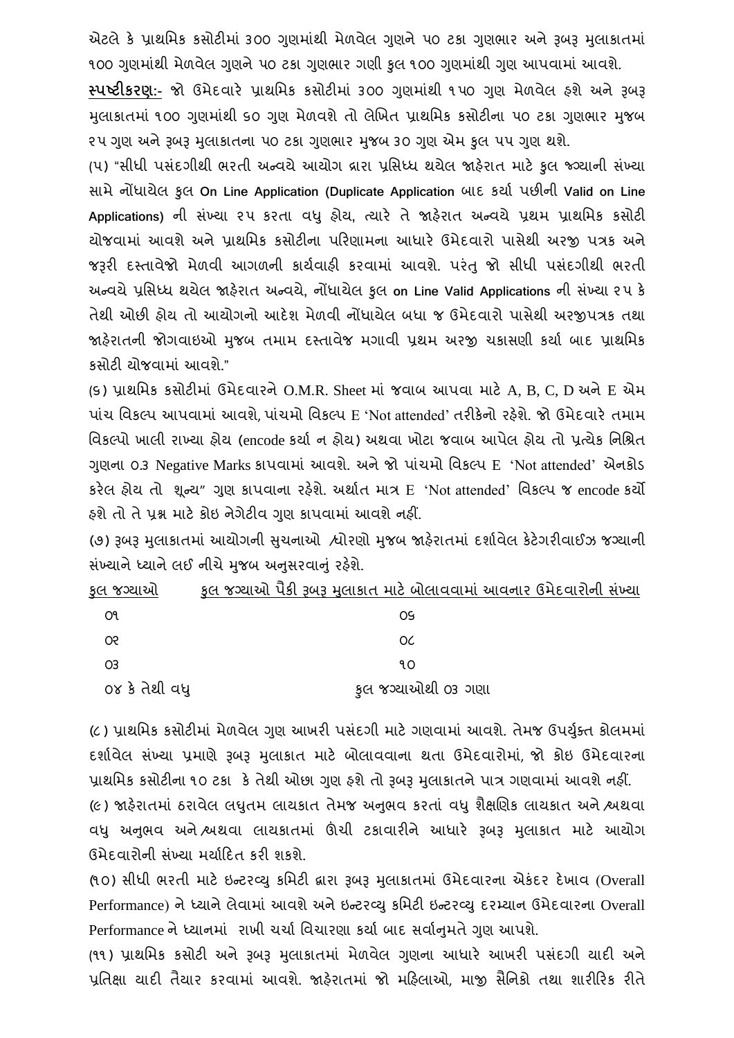એટલે કે પ્રાથમિક કસોટીમાં ૩૦૦ ગુણમાંથી મેળવેલ ગુણને ૫૦ ટકા ગુણભાર અને રૂબરૂ મુલાકાતમાં ૧૦૦ ગુણમાંથી મેળવેલ ગુણને ૫૦ ટકા ગુણભાર ગણી કુલ ૧૦૦ ગુણમાંથી ગુણ આપવામાં આવશે.

**<u>સ્પષ્ટીકરણ</u>:-** જો ઉમેદવારે પ્રાથમિક કસોટીમાં ૩૦૦ ગુણમાંથી ૧૫૦ ગુણ મેળવેલ હશે અને રૂબરૂ મુલાકાતમાં ૧૦૦ ગુણમાંથી ૬૦ ગુણ મેળવશે તો લેખિત પ્રાથમિક કસોટીના ૫૦ ટકા ગુણભાર મુજબ ૨૫ ગુણ અને રૂબરૂ મુલાકાતના ૫૦ ટકા ગુણભાર મુજબ ૩૦ ગુણ એમ કુલ ૫૫ ગુણ થશે.

(૫) "સીધી પસંદગીથી ભરતી અન્વયે આયોગ દ્વારા પ્રસિધ્ધ થયેલ જાહેરાત માટે કુલ જગ્યાની સંખ્યા સામે નોંધાયેલ કુલ On Line Application (Duplicate Application બાદ કર્યા પછીની Valid on Line Applications) ની સંખ્યા ૨૫ કરતા વધુ હોય, ત્યારે તે જાહેરાત અન્વયે પ્રથમ પ્રાથમિક કસોટી યોજવામાં આવશે અને પ્રાથમિક કસોટીના પરિણામના આધારે ઉમેદવારો પાસેથી અરજી પત્રક અને જરૂરી દસ્તાવેજો મેળવી આગળની કાર્યવાહી કરવામાં આવશે. પરંતુ જો સીધી પસંદગીથી ભરતી અન્વયે પ્રસિધ્ધ થયેલ જાહેરાત અન્વયે, નોંધાયેલ કુલ on Line Valid Applications ની સંખ્યા ૨૫ કે તેથી ઓછી હોય તો આયોગનો આદેશ મેળવી નોંધાયેલ બધા જ ઉમેદવારો પાસેથી અરજીપત્રક તથા જાહેરાતની જોગવાઇઓ મુજબ તમામ દસ્તાવેજ મગાવી પ્રથમ અરજી ચકાસણી કર્યા બાદ પ્રાથમિક કસોટી યોજવામાં આવશે."

(૬) પ્રાથમિક કસોટીમાં ઉમેદવારને O.M.R. Sheet માં જવાબ આપવા માટે A, B, C, D અને E એમ પાંચ વિકલ્પ આપવામાં આવશે, પાંચમો વિકલ્પ E 'Not attended' તરીકેનો રહેશે. જો ઉમેદવારે તમામ વિકલ્પો ખાલી રાખ્યા હોય (encode કર્યા ન હોય) અથવા ખોટા જવાબ આપેલ હોય તો પ્રત્યેક નિશ્રિત ગુણના 0.3 Negative Marks કાપવામાં આવશે. અને જો પાંચમો વિકલ્પ E 'Not attended' એનકોડ કરેલ હોય તો શૂન્ય" ગુણ કાપવાના રહેશે. અર્થાત માત્ર E 'Not attended' વિકલ્પ જ encode કર્યો હશે તો તે પ્રશ્ન માટે કોઇ નેગેટીવ ગુણ કાપવામાં આવશે નહીં.

(૭) રૂબરૂ મુલાકાતમાં આયોગની સુચનાઓ /ધોરણો મુજબ જાહેરાતમાં દર્શાવેલ કેટેગરીવાઈઝ જગ્યાની સંખ્યાને ધ્યાને લઇ નીચે મુજબ અનુસરવાનું રહેશે.

| કુલ જગ્યાઓ | કુલ જગ્યાઓ પૈકી રૂબરૂ મુલાકાત માટે બોલાવવામાં આવનાર ઉમેદવારોની સંખ્યા |
|---|---|
| ૦૧ | ૦૬ |
| ૦૨ | ૦૮ |
| ૦૩ | ૧૦ |
| ૦૪ કે તેથી વધુ | કુલ જગ્યાઓથી ૦૩ ગણા |

(૮) પ્રાથમિક કસોટીમાં મેળવેલ ગુણ આખરી પસંદગી માટે ગણવામાં આવશે. તેમજ ઉપર્યુક્ત કોલમમાં દર્શાવેલ સંખ્યા પ્રમાણે રૂબરૂ મુલાકાત માટે બોલાવવાના થતા ઉમેદવારોમાં, જો કોઇ ઉમેદવારના પ્રાથમિક કસોટીના ૧૦ ટકા કે તેથી ઓછા ગુણ હશે તો રૂબરૂ મુલાકાતને પાત્ર ગણવામાં આવશે નહીં.

(૯) જાહેરાતમાં ઠરાવેલ લઘુતમ લાયકાત તેમજ અનુભવ કરતાં વધુ શૈક્ષણિક લાયકાત અને /અથવા વધુ અનુભવ અને /અથવા લાયકાતમાં ઊંચી ટકાવારીને આધારે રૂબરૂ મુલાકાત માટે આયોગ ઉમેદવારોની સંખ્યા મર્યાદિત કરી શકશે.

(૧૦) સીધી ભરતી માટે ઇન્ટરવ્યુ કમિટી દ્વારા રૂબરૂ મુલાકાતમાં ઉમેદવારના એકંદર દેખાવ (Overall Performance) ને ધ્યાને લેવામાં આવશે અને ઇન્ટરવ્યુ કમિટી ઇન્ટરવ્યુ દરમ્યાન ઉમેદવારના Overall Performance ને ધ્યાનમાં રાખી ચર્ચા વિચારણા કર્યા બાદ સર્વાનુમતે ગુણ આપશે.

(૧૧) પ્રાથમિક કસોટી અને રૂબરૂ મુલાકાતમાં મેળવેલ ગુણના આધારે આખરી પસંદગી યાદી અને પ્રતિક્ષા યાદી તૈયાર કરવામાં આવશે. જાહેરાતમાં જો મહિલાઓ, માજી સૈનિકો તથા શારીરિક રીતે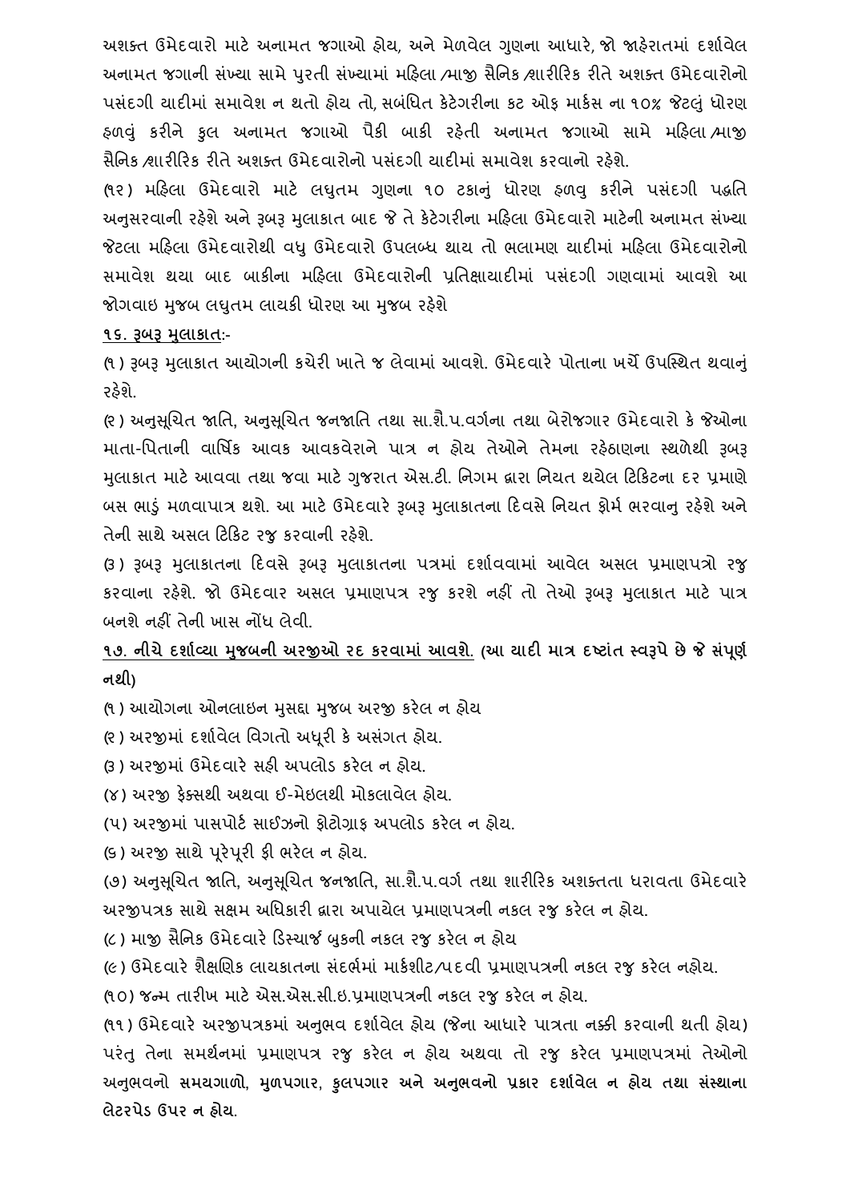અશક્ત ઉમેદવારો માટે અનામત જગાઓ હોય, અને મેળવેલ ગુણના આધારે, જો જાહેરાતમાં દર્શાવેલ અનામત જગાની સંખ્યા સામે પુરતી સંખ્યામાં મહિલા /માજી સૈનિક /શારીરિક રીતે અશક્ત ઉમેદવારોનો પસંદગી યાદીમાં સમાવેશ ન થતો હોય તો, સબંધિત કેટેગરીના કટ ઓફ માર્કસ ના ૧૦% જેટલું ધોરણ હળવું કરીને કુલ અનામત જગાઓ પૈકી બાકી રહેતી અનામત જગાઓ સામે મહિલા /માજી સૈનિક /શારીરિક રીતે અશક્ત ઉમેદવારોનો પસંદગી યાદીમાં સમાવેશ કરવાનો રહેશે.

(૧૨) મહિલા ઉમેદવારો માટે લઘુતમ ગુણના ૧૦ ટકાનું ધોરણ હળવુ કરીને પસંદગી પદ્ધતિ અનુસરવાની રહેશે અને રૂબરૂ મુલાકાત બાદ જે તે કેટેગરીના મહિલા ઉમેદવારો માટેની અનામત સંખ્યા જેટલા મહિલા ઉમેદવારોથી વધુ ઉમેદવારો ઉપલબ્ધ થાય તો ભલામણ યાદીમાં મહિલા ઉમેદવારોનો સમાવેશ થયા બાદ બાકીના મહિલા ઉમેદવારોની પ્રતિક્ષાયાદીમાં પસંદગી ગણવામાં આવશે આ જોગવાઇ મુજબ લઘુતમ લાયકી ધોરણ આ મુજબ રહેશે

**૧૬. રૂબરૂ મુલાકાત:-**

(૧) રૂબરૂ મુલાકાત આયોગની કચેરી ખાતે જ લેવામાં આવશે. ઉમેદવારે પોતાના ખર્ચે ઉપસ્થિત થવાનું રહેશે.

(૨) અનુસૂચિત જાતિ, અનુસૂચિત જનજાતિ તથા સા.શૈ.પ.વર્ગના તથા બેરોજગાર ઉમેદવારો કે જેઓના માતા-પિતાની વાર્ષિક આવક આવકવેરાને પાત્ર ન હોય તેઓને તેમના રહેઠાણના સ્થળેથી રૂબરૂ મુલાકાત માટે આવવા તથા જવા માટે ગુજરાત એસ.ટી. નિગમ દ્વારા નિયત થયેલ ટિકિટના દર પ્રમાણે બસ ભાડું મળવાપાત્ર થશે. આ માટે ઉમેદવારે રૂબરૂ મુલાકાતના દિવસે નિયત ફોર્મ ભરવાનુ રહેશે અને તેની સાથે અસલ ટિકિટ રજુ કરવાની રહેશે.

(૩) રૂબરૂ મુલાકાતના દિવસે રૂબરૂ મુલાકાતના પત્રમાં દર્શાવવામાં આવેલ અસલ પ્રમાણપત્રો રજુ કરવાના રહેશે. જો ઉમેદવાર અસલ પ્રમાણપત્ર રજુ કરશે નહીં તો તેઓ રૂબરૂ મુલાકાત માટે પાત્ર બનશે નહીં તેની ખાસ નોંધ લેવી.

**૧૭. નીચે દર્શાવ્યા મુજબની અરજીઓ રદ કરવામાં આવશે. (આ યાદી માત્ર દષ્ટાંત સ્વરૂપે છે જે સંપૂર્ણ નથી)**

(૧) આયોગના ઓનલાઇન મુસદ્દા મુજબ અરજી કરેલ ન હોય

(૨) અરજીમાં દર્શાવેલ વિગતો અધૂરી કે અસંગત હોય.

(૩) અરજીમાં ઉમેદવારે સહી અપલોડ કરેલ ન હોય.

(૪) અરજી ફેક્સથી અથવા ઈ-મેઇલથી મોકલાવેલ હોય.

(૫) અરજીમાં પાસપોર્ટ સાઈઝનો ફોટોગ્રાફ અપલોડ કરેલ ન હોય.

(૬) અરજી સાથે પૂરેપૂરી ફી ભરેલ ન હોય.

(૭) અનુસૂચિત જાતિ, અનુસૂચિત જનજાતિ, સા.શૈ.પ.વર્ગ તથા શારીરિક અશક્તતા ધરાવતા ઉમેદવારે અરજીપત્રક સાથે સક્ષમ અધિકારી દ્વારા અપાયેલ પ્રમાણપત્રની નકલ રજુ કરેલ ન હોય.

(૮) માજી સૈનિક ઉમેદવારે ડિસ્ચાર્જ બુકની નકલ રજુ કરેલ ન હોય

(૯) ઉમેદવારે શૈક્ષણિક લાયકાતના સંદર્ભમાં માર્કશીટ/પદવી પ્રમાણપત્રની નકલ રજુ કરેલ નહોય.

(૧૦) જન્મ તારીખ માટે એસ.એસ.સી.ઇ.પ્રમાણપત્રની નકલ રજુ કરેલ ન હોય.

(૧૧) ઉમેદવારે અરજીપત્રકમાં અનુભવ દર્શાવેલ હોય (જેના આધારે પાત્રતા નક્કી કરવાની થતી હોય) પરંતુ તેના સમર્થનમાં પ્રમાણપત્ર રજુ કરેલ ન હોય અથવા તો રજુ કરેલ પ્રમાણપત્રમાં તેઓનો અનુભવનો **સમયગાળો, મુળપગાર, કુલપગાર અને અનુભવનો પ્રકાર દર્શાવેલ ન હોય તથા સંસ્થાના લેટરપેડ ઉપર ન હોય.**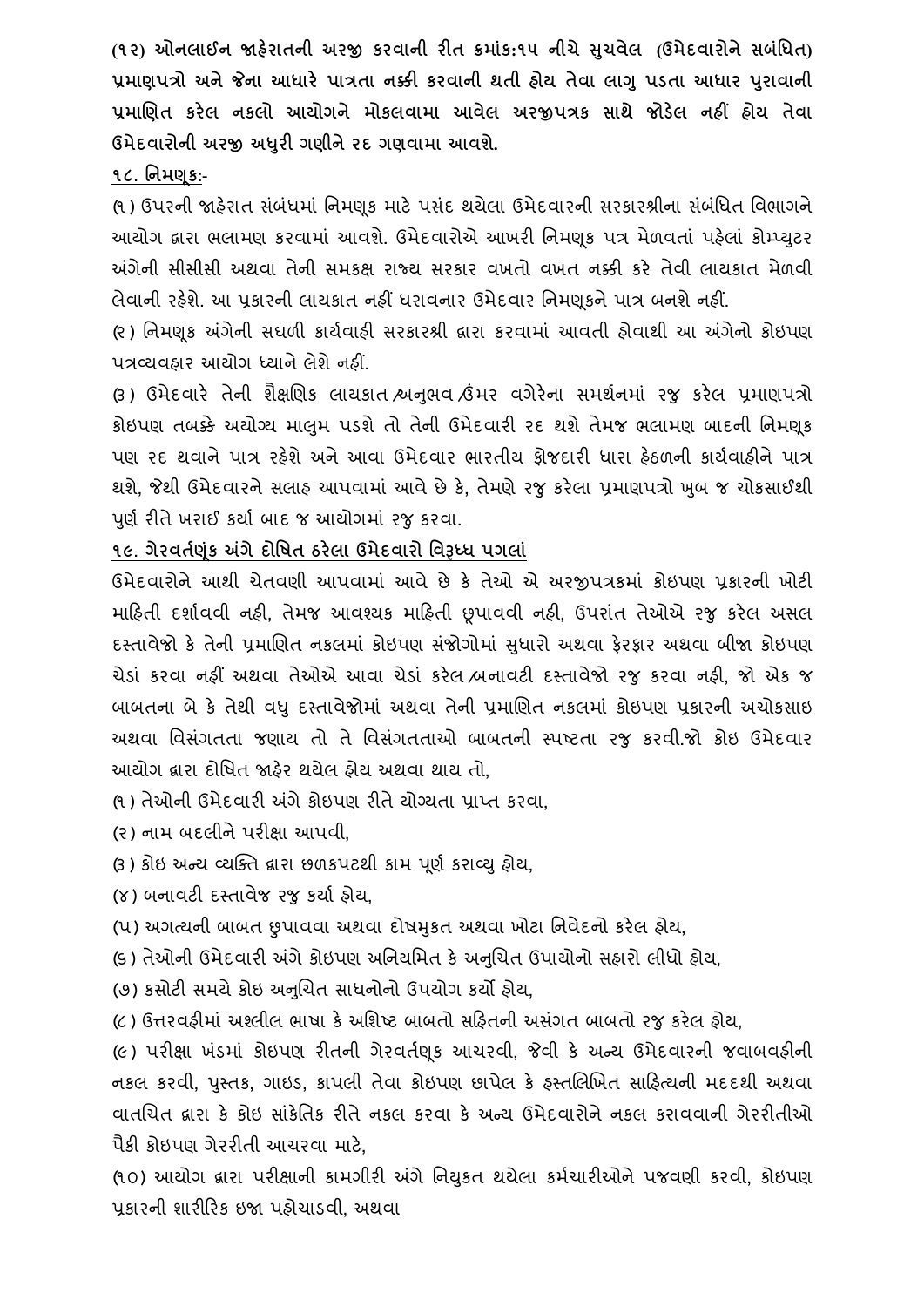**(૧૨) ઓનલાઈન જાહેરાતની અરજી કરવાની રીત ક્રમાંક:૧૫ નીચે સુચવેલ (ઉમેદવારોને સબંધિત) પ્રમાણપત્રો અને જેના આધારે પાત્રતા નક્કી કરવાની થતી હોય તેવા લાગુ પડતા આધાર પુરાવાની પ્રમાણિત કરેલ નકલો આયોગને મોકલવામા આવેલ અરજીપત્રક સાથે જોડેલ નહીં હોય તેવા ઉમેદવારોની અરજી અધુરી ગણીને રદ ગણવામા આવશે.**

**<u>૧૮. નિમણુક</u>:-**

(૧) ઉપરની જાહેરાત સંબંધમાં નિમણૂક માટે પસંદ થયેલા ઉમેદવારની સરકારશ્રીના સંબંધિત વિભાગને આયોગ દ્વારા ભલામણ કરવામાં આવશે. ઉમેદવારોએ આખરી નિમણૂક પત્ર મેળવતાં પહેલાં કોમ્પ્યુટર અંગેની સીસીસી અથવા તેની સમકક્ષ રાજ્ય સરકાર વખતો વખત નક્કી કરે તેવી લાયકાત મેળવી લેવાની રહેશે. આ પ્રકારની લાયકાત નહીં ધરાવનાર ઉમેદવાર નિમણૂકને પાત્ર બનશે નહીં.

(૨) નિમણૂક અંગેની સઘળી કાર્યવાહી સરકારશ્રી દ્વારા કરવામાં આવતી હોવાથી આ અંગેનો કોઇપણ પત્રવ્યવહાર આયોગ ધ્યાને લેશે નહીં.

(૩) ઉમેદવારે તેની શૈક્ષણિક લાયકાત/અનુભવ/ઉંમર વગેરેના સમર્થનમાં રજુ કરેલ પ્રમાણપત્રો કોઇપણ તબક્કે અયોગ્ય માલુમ પડશે તો તેની ઉમેદવારી રદ થશે તેમજ ભલામણ બાદની નિમણૂક પણ રદ થવાને પાત્ર રહેશે અને આવા ઉમેદવાર ભારતીય ફોજદારી ધારા હેઠળની કાર્યવાહીને પાત્ર થશે, જેથી ઉમેદવારને સલાહ આપવામાં આવે છે કે, તેમણે રજુ કરેલા પ્રમાણપત્રો ખુબ જ ચોકસાઈથી પુર્ણ રીતે ખરાઈ કર્યા બાદ જ આયોગમાં રજુ કરવા.

**<u>૧૯. ગેરવર્તણૂંક અંગે દોષિત ઠરેલા ઉમેદવારો વિરૂધ્ધ પગલાં</u>**

ઉમેદવારોને આથી ચેતવણી આપવામાં આવે છે કે તેઓ એ અરજીપત્રકમાં કોઇપણ પ્રકારની ખોટી માહિતી દર્શાવવી નહી, તેમજ આવશ્યક માહિતી છૂપાવવી નહી, ઉપરાંત તેઓએ રજુ કરેલ અસલ દસ્તાવેજો કે તેની પ્રમાણિત નકલમાં કોઇપણ સંજોગોમાં સુધારો અથવા ફેરફાર અથવા બીજા કોઇપણ ચેડાં કરવા નહીં અથવા તેઓએ આવા ચેડાં કરેલ/બનાવટી દસ્તાવેજો રજુ કરવા નહી, જો એક જ બાબતના બે કે તેથી વધુ દસ્તાવેજોમાં અથવા તેની પ્રમાણિત નકલમાં કોઇપણ પ્રકારની અચોકસાઇ અથવા વિસંગતતા જણાય તો તે વિસંગતતાઓ બાબતની સ્પષ્ટતા રજુ કરવી.જો કોઇ ઉમેદવાર આયોગ દ્વારા દોષિત જાહેર થયેલ હોય અથવા થાય તો,

(૧) તેઓની ઉમેદવારી અંગે કોઇપણ રીતે યોગ્યતા પ્રાપ્ત કરવા,

(૨) નામ બદલીને પરીક્ષા આપવી,

(૩) કોઇ અન્ય વ્યક્તિ દ્વારા છળકપટથી કામ પૂર્ણ કરાવ્યુ હોય,

(૪) બનાવટી દસ્તાવેજ રજુ કર્યા હોય,

(૫) અગત્યની બાબત છુપાવવા અથવા દોષમુકત અથવા ખોટા નિવેદનો કરેલ હોય,

(૬) તેઓની ઉમેદવારી અંગે કોઇપણ અનિયમિત કે અનુચિત ઉપાયોનો સહારો લીધો હોય,

(૭) કસોટી સમયે કોઇ અનુચિત સાધનોનો ઉપયોગ કર્યો હોય,

(૮) ઉત્તરવહીમાં અશ્લીલ ભાષા કે અશિષ્ટ બાબતો સહિતની અસંગત બાબતો રજુ કરેલ હોય,

(૯) પરીક્ષા ખંડમાં કોઇપણ રીતની ગેરવર્તણૂક આચરવી, જેવી કે અન્ય ઉમેદવારની જવાબવહીની નકલ કરવી, પુસ્તક, ગાઇડ, કાપલી તેવા કોઇપણ છાપેલ કે હસ્તલિખિત સાહિત્યની મદદથી અથવા વાતચિત દ્વારા કે કોઇ સાંકેતિક રીતે નકલ કરવા કે અન્ય ઉમેદવારોને નકલ કરાવવાની ગેરરીતીઓ પૈકી કોઇપણ ગેરરીતી આચરવા માટે,

(૧૦) આયોગ દ્વારા પરીક્ષાની કામગીરી અંગે નિયુકત થયેલા કર્મચારીઓને પજવણી કરવી, કોઇપણ પ્રકારની શારીરિક ઇજા પહોચાડવી, અથવા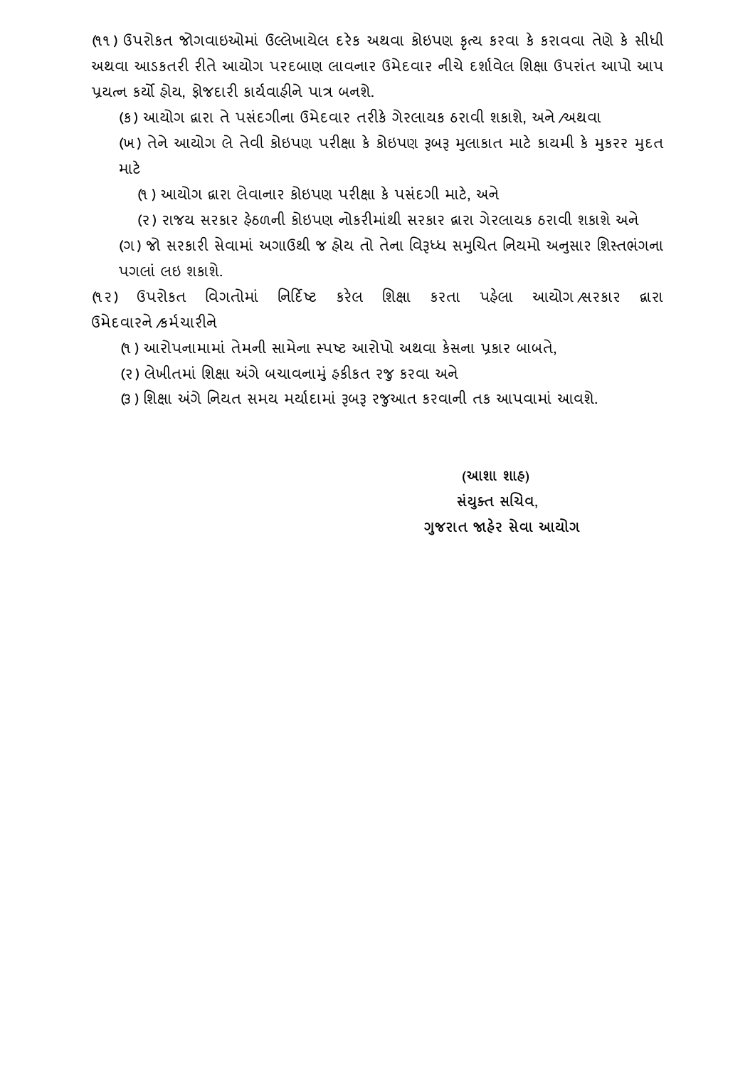(૧૧) ઉપરોકત જોગવાઇઓમાં ઉલ્લેખાયેલ દરેક અથવા કોઇપણ કૃત્ય કરવા કે કરાવવા તેણે કે સીધી અથવા આડકતરી રીતે આયોગ પરદબાણ લાવનાર ઉમેદવાર નીચે દર્શાવેલ શિક્ષા ઉપરાંત આપો આપ પ્રયત્ન કર્યો હોય, ફોજદારી કાર્યવાહીને પાત્ર બનશે.

(ક) આયોગ દ્વારા તે પસંદગીના ઉમેદવાર તરીકે ગેરલાયક ઠરાવી શકાશે, અને /અથવા

(ખ) તેને આયોગ લે તેવી કોઇપણ પરીક્ષા કે કોઇપણ રૂબરૂ મુલાકાત માટે કાયમી કે મુકરર મુદત માટે

(૧) આયોગ દ્વારા લેવાનાર કોઇપણ પરીક્ષા કે પસંદગી માટે, અને

(૨) રાજય સરકાર હેઠળની કોઇપણ નોકરીમાંથી સરકાર દ્વારા ગેરલાયક ઠરાવી શકાશે અને

(ગ) જો સરકારી સેવામાં અગાઉથી જ હોય તો તેના વિરૂધ્ધ સમુચિત નિયમો અનુસાર શિસ્તભંગના પગલાં લઇ શકાશે.

(૧૨) ઉપરોકત વિગતોમાં નિર્દિષ્ટ કરેલ શિક્ષા કરતા પહેલા આયોગ /સરકાર દ્વારા ઉમેદવારને /કર્મચારીને

(૧) આરોપનામામાં તેમની સામેના સ્પષ્ટ આરોપો અથવા કેસના પ્રકાર બાબતે,

(૨) લેખીતમાં શિક્ષા અંગે બચાવનામું હકીકત રજુ કરવા અને

(૩) શિક્ષા અંગે નિયત સમય મર્યાદામાં રૂબરૂ રજુઆત કરવાની તક આપવામાં આવશે.

**(આશા શાહ)**
**સંયુક્ત સચિવ,**
**ગુજરાત જાહેર સેવા આયોગ**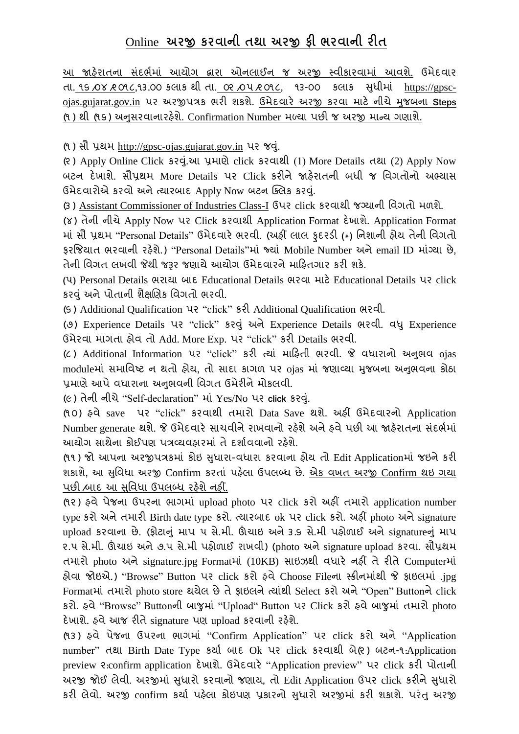# Online અરજી કરવાની તથા અરજી ફી ભરવાની રીત

આ જાહેરાતના સંદર્ભમાં આયોગ દ્વારા ઓનલાઈન જ અરજી સ્વીકારવામાં આવશે. ઉમેદવાર તા. ૧૬/૦૪/૨૦૧૮,૧૩.૦૦ કલાક થી તા. ૦૨/૦૫/૨૦૧૮, ૧૩-૦૦ કલાક સુધીમાં https://gpsc-ojas.gujarat.gov.in પર અરજીપત્રક ભરી શકશે. ઉમેદવારે અરજી કરવા માટે નીચે મુજબના **Steps** (૧) થી (૧૬) અનુસરવાનારહેશે. Confirmation Number મળ્યા પછી જ અરજી માન્ય ગણાશે.

(૧) સૌ પ્રથમ http://gpsc-ojas.gujarat.gov.in પર જવું.

(૨) Apply Online Click કરવું.આ પ્રમાણે click કરવાથી (1) More Details તથા (2) Apply Now બટન દેખાશે. સૌપ્રથમ More Details પર Click કરીને જાહેરાતની બધી જ વિગતોનો અભ્યાસ ઉમેદવારોએ કરવો અને ત્યારબાદ Apply Now બટન ક્લિક કરવું.

(૩) Assistant Commissioner of Industries Class-I ઉપર click કરવાથી જગ્યાની વિગતો મળશે.

(૪) તેની નીચે Apply Now પર Click કરવાથી Application Format દેખાશે. Application Format માં સૌ પ્રથમ "Personal Details" ઉમેદવારે ભરવી. (અહીં લાલ ફુદરડી (*) નિશાની હોય તેની વિગતો ફરજિયાત ભરવાની રહેશે.) "Personal Details"માં જ્યાં Mobile Number અને email ID માંગ્યા છે, તેની વિગત લખવી જેથી જરૂર જણાયે આયોગ ઉમેદવારને માહિતગાર કરી શકે.

(૫) Personal Details ભરાયા બાદ Educational Details ભરવા માટે Educational Details પર click કરવું અને પોતાની શૈક્ષણિક વિગતો ભરવી.

(૬) Additional Qualification પર "click" કરી Additional Qualification ભરવી.

(૭) Experience Details પર "click" કરવું અને Experience Details ભરવી. વધુ Experience ઉમેરવા માગતા હોવ તો Add. More Exp. પર "click" કરી Details ભરવી.

(૮) Additional Information પર "click" કરી ત્યાં માહિતી ભરવી. જે વધારાનો અનુભવ ojas moduleમાં સમાવિષ્ટ ન થતો હોય, તો સાદા કાગળ પર ojas માં જણાવ્યા મુજબના અનુભવના કોઠા પ્રમાણે આપે વધારાના અનુભવની વિગત ઉમેરીને મોકલવી.

(૯) તેની નીચે "Self-declaration" માં Yes/No પર **click** કરવું.

(૧૦) હવે save પર "click" કરવાથી તમારો Data Save થશે. અહીં ઉમેદવારનો Application Number generate થશે. જે ઉમેદવારે સાચવીને રાખવાનો રહેશે અને હવે પછી આ જાહેરાતના સંદર્ભમાં આયોગ સાથેના કોઈપણ પત્રવ્યવહારમાં તે દર્શાવવાનો રહેશે.

(૧૧) જો આપના અરજીપત્રકમાં કોઇ સુધારા-વધારા કરવાના હોય તો Edit Applicationમાં જઇને કરી શકાશે, આ સુવિધા અરજી Confirm કરતાં પહેલા ઉપલબ્ધ છે. એક વખત અરજી Confirm થઇ ગયા પછી/બાદ આ સુવિધા ઉપલબ્ધ રહેશે નહીં.

(૧૨) હવે પેજના ઉપરના ભાગમાં upload photo પર click કરો અહીં તમારો application number type કરો અને તમારી Birth date type કરો. ત્યારબાદ ok પર click કરો. અહીં photo અને signature upload કરવાના છે. (ફોટાનું માપ ૫ સે.મી. ઊંચાઇ અને ૩.૬ સે.મી પહોળાઈ અને signatureનું માપ ૨.૫ સે.મી. ઊંચાઇ અને ૭.૫ સે.મી પહોળાઈ રાખવી) (photo અને signature upload કરવા. સૌપ્રથમ તમારો photo અને signature.jpg Formatમાં (10KB) સાઇઝથી વધારે નહીં તે રીતે Computerમાં હોવા જોઇએ.) "Browse" Button પર click કરો હવે Choose Fileના સ્ક્રીનમાંથી જે ફાઇલમાં .jpg Formatમાં તમારો photo store થયેલ છે તે ફાઇલને ત્યાંથી Select કરો અને "Open" Buttonને click કરો. હવે "Browse" Buttonની બાજુમાં "Upload" Button પર Click કરો હવે બાજુમાં તમારો photo દેખાશે. હવે આજ રીતે signature પણ upload કરવાની રહેશે.

(૧૩) હવે પેજના ઉપરના ભાગમાં "Confirm Application" પર click કરો અને "Application number" તથા Birth Date Type કર્યા બાદ Ok પર click કરવાથી બે(૨) બટન-૧:Application preview ૨:confirm application દેખાશે. ઉમેદવારે "Application preview" પર click કરી પોતાની અરજી જોઈ લેવી. અરજીમાં સુધારો કરવાનો જણાય, તો Edit Application ઉપર click કરીને સુધારો કરી લેવો. અરજી confirm કર્યા પહેલા કોઇપણ પ્રકારનો સુધારો અરજીમાં કરી શકાશે. પરંતુ અરજી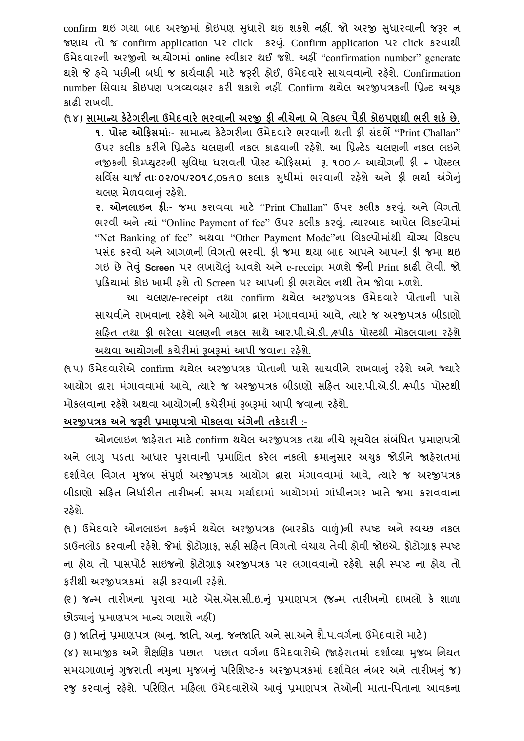confirm થઇ ગયા બાદ અરજીમાં કોઇપણ સુધારો થઇ શકશે નહીં. જો અરજી સુધારવાની જરૂર ન જણાય તો જ confirm application પર click કરવું. Confirm application પર click કરવાથી ઉમેદવારની અરજીનો આયોગમાં online સ્વીકાર થઈ જશે. અહીં "confirmation number" generate થશે જે હવે પછીની બધી જ કાર્યવાહી માટે જરૂરી હોઈ, ઉમેદવારે સાચવવાનો રહેશે. Confirmation number સિવાય કોઇપણ પત્રવ્યવહાર કરી શકાશે નહીં. Confirm થયેલ અરજીપત્રકની પ્રિન્ટ અચૂક કાઢી રાખવી.

(૧૪) **<u>સામાન્ય કેટેગરીના ઉમેદવારે ભરવાની અરજી ફી નીચેના બે વિકલ્પ પૈકી કોઇપણથી ભરી શકે છે.</u>**

**<u>૧. પોસ્ટ ઓફિસમાં:-</u>** સામાન્ય કેટેગરીના ઉમેદવારે ભરવાની થતી ફી સંદર્ભે "Print Challan" ઉપર કલીક કરીને પ્રિન્ટેડ ચલણની નકલ કાઢવાની રહેશે. આ પ્રિન્ટેડ ચલણની નકલ લઇને નજીકની કોમ્પ્યુટરની સુવિધા ધરાવતી પોસ્ટ ઓફિસમાં રૂ. ૧૦૦ /- આયોગની ફી + પૉસ્ટલ સર્વિસ ચાર્જ <u>તાઃ ૦૨/૦૫/૨૦૧૮,૦૬:૧૦ કલાક</u> સુધીમાં ભરવાની રહેશે અને ફી ભર્યા અંગેનું ચલણ મેળવવાનું રહેશે.

**<u>૨. ઓનલાઇન ફી:-</u>** જમા કરાવવા માટે "Print Challan" ઉપર કલીક કરવું. અને વિગતો ભરવી અને ત્યાં "Online Payment of fee" ઉપર કલીક કરવું. ત્યારબાદ આપેલ વિકલ્પોમાં "Net Banking of fee" અથવા "Other Payment Mode"ના વિકલ્પોમાંથી યોગ્ય વિકલ્પ પસંદ કરવો અને આગળની વિગતો ભરવી. ફી જમા થયા બાદ આપને આપની ફી જમા થઇ ગઇ છે તેવું Screen પર લખાયેલું આવશે અને e-receipt મળશે જેની Print કાઢી લેવી. જો પ્રક્રિયામાં કોઇ ખામી હશે તો Screen પર આપની ફી ભરાયેલ નથી તેમ જોવા મળશે.

આ ચલણ/e-receipt તથા confirm થયેલ અરજીપત્રક ઉમેદવારે પોતાની પાસે સાચવીને રાખવાના રહેશે અને <u>આયોગ દ્વારા મંગાવવામાં આવે, ત્યારે જ અરજીપત્રક બીડાણો સહિત તથા ફી ભરેલા ચલણની નકલ સાથે આર.પી.એ.ડી. /સ્પીડ પોસ્ટથી મોકલવાના રહેશે અથવા આયોગની કચેરીમાં રુબરૂમાં આપી જવાના રહેશે.</u>

(૧૫) ઉમેદવારોએ confirm થયેલ અરજીપત્રક પોતાની પાસે સાચવીને રાખવાનું રહેશે અને <u>જ્યારે આયોગ દ્વારા મંગાવવામાં આવે, ત્યારે જ અરજીપત્રક બીડાણો સહિત આર.પી.એ.ડી. /સ્પીડ પોસ્ટથી મોકલવાના રહેશે અથવા આયોગની કચેરીમાં રુબરૂમાં આપી જવાના રહેશે.</u>

**<u>અરજીપત્રક અને જરૂરી પ્રમાણપત્રો મોકલવા અંગેની તકેદારી :-</u>**

ઓનલાઇન જાહેરાત માટે confirm થયેલ અરજીપત્રક તથા નીચે સૂચવેલ સંબંધિત પ્રમાણપત્રો અને લાગુ પડતા આધાર પુરાવાની પ્રમાણિત કરેલ નકલો ક્રમાનુસાર અચુક જોડીને જાહેરાતમાં દર્શાવેલ વિગત મુજબ સંપૂર્ણ અરજીપત્રક આયોગ દ્વારા મંગાવવામાં આવે, ત્યારે જ અરજીપત્રક બીડાણો સહિત નિર્ધારીત તારીખની સમય મર્યાદામાં આયોગમાં ગાંધીનગર ખાતે જમા કરાવવાના રહેશે.

(૧) ઉમેદવારે ઓનલાઇન કન્ફર્મ થયેલ અરજીપત્રક (બારકોડ વાળું)ની સ્પષ્ટ અને સ્વચ્છ નકલ ડાઉનલોડ કરવાની રહેશે. જેમાં ફોટોગ્રાફ, સહી સહિત વિગતો વંચાય તેવી હોવી જોઇએ. ફોટોગ્રાફ સ્પષ્ટ ના હોય તો પાસપોર્ટ સાઇજનો ફોટોગ્રાફ અરજીપત્રક પર લગાવવાનો રહેશે. સહી સ્પષ્ટ ના હોય તો ફરીથી અરજીપત્રકમાં સહી કરવાની રહેશે.

(૨) જન્મ તારીખના પુરાવા માટે એસ.એસ.સી.ઇ.નું પ્રમાણપત્ર (જન્મ તારીખનો દાખલો કે શાળા છોડ્યાનું પ્રમાણપત્ર માન્ય ગણાશે નહીં)

(૩) જાતિનું પ્રમાણપત્ર (અનુ. જાતિ, અનુ. જનજાતિ અને સા.અને શૈ.પ.વર્ગના ઉમેદવારો માટે)

(૪) સામાજીક અને શૈક્ષણિક પછાત પછાત વર્ગના ઉમેદવારોએ (જાહેરાતમાં દર્શાવ્યા મુજબ નિયત સમયગાળાનું ગુજરાતી નમુના મુજબનું પરિશિષ્ટ-ક અરજીપત્રકમાં દર્શાવેલ નંબર અને તારીખનું જ) રજુ કરવાનું રહેશે. પરિણિત મહિલા ઉમેદવારોએ આવું પ્રમાણપત્ર તેઓની માતા-પિતાના આવકના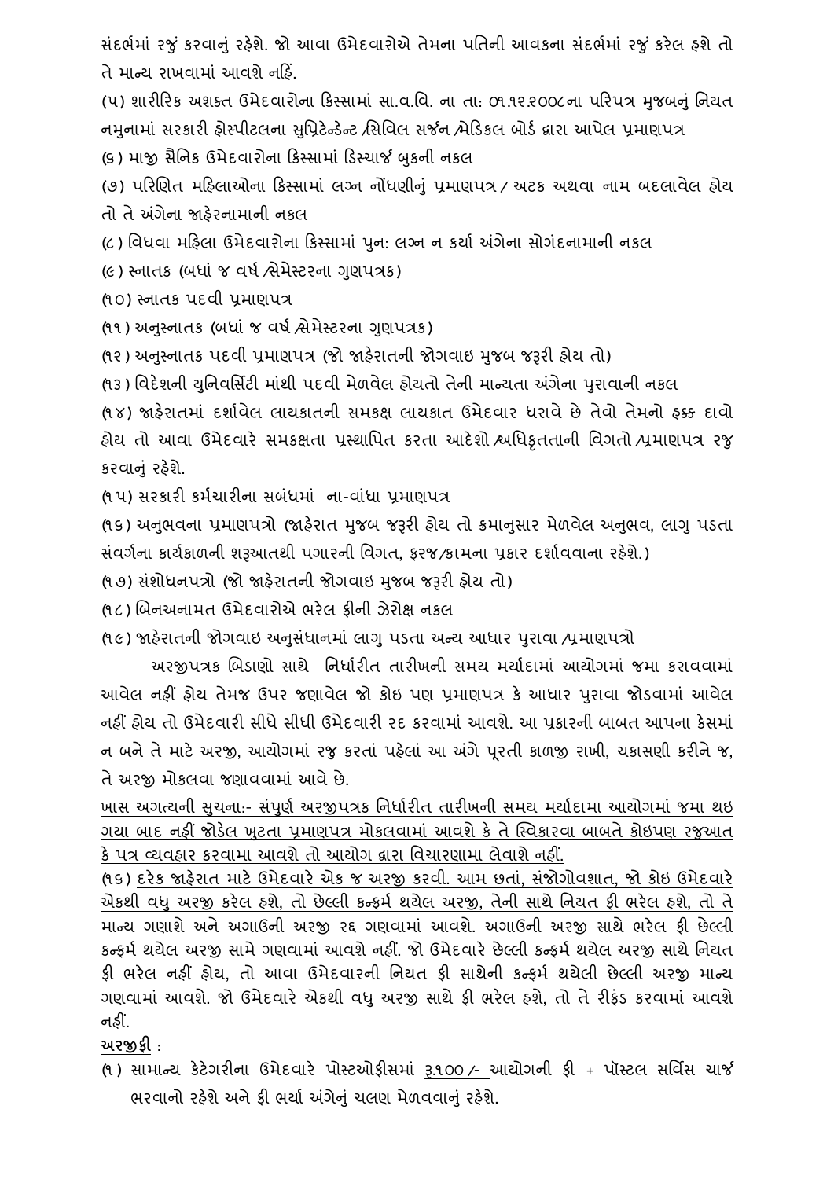સંદર્ભમાં રજું કરવાનું રહેશે. જો આવા ઉમેદવારોએ તેમના પતિની આવકના સંદર્ભમાં રજું કરેલ હશે તો તે માન્ય રાખવામાં આવશે નહિં.

(૫) શારીરિક અશક્ત ઉમેદવારોના કિસ્સામાં સા.વ.વિ. ના તા: ૦૧.૧૨.૨૦૦૮ના પરિપત્ર મુજબનું નિયત નમુનામાં સરકારી હોસ્પીટલના સુપ્રિટેન્ડેન્ટ /સિવિલ સર્જન /મેડિકલ બોર્ડ દ્વારા આપેલ પ્રમાણપત્ર

(૬) માજી સૈનિક ઉમેદવારોના કિસ્સામાં ડિસ્ચાર્જ બુકની નકલ

(૭) પરિણિત મહિલાઓના કિસ્સામાં લગ્ન નોંધણીનું પ્રમાણપત્ર / અટક અથવા નામ બદલાવેલ હોય તો તે અંગેના જાહેરનામાની નકલ

(૮) વિધવા મહિલા ઉમેદવારોના કિસ્સામાં પુન: લગ્ન ન કર્યા અંગેના સોગંદનામાની નકલ

(૯) સ્નાતક (બધાં જ વર્ષ /સેમેસ્ટરના ગુણપત્રક)

(૧૦) સ્નાતક પદવી પ્રમાણપત્ર

(૧૧) અનુસ્નાતક (બધાં જ વર્ષ /સેમેસ્ટરના ગુણપત્રક)

(૧૨) અનુસ્નાતક પદવી પ્રમાણપત્ર (જો જાહેરાતની જોગવાઇ મુજબ જરૂરી હોય તો)

(૧૩) વિદેશની યુનિવર્સિટી માંથી પદવી મેળવેલ હોયતો તેની માન્યતા અંગેના પુરાવાની નકલ

(૧૪) જાહેરાતમાં દર્શાવેલ લાયકાતની સમકક્ષ લાયકાત ઉમેદવાર ધરાવે છે તેવો તેમનો હક્ક દાવો હોય તો આવા ઉમેદવારે સમકક્ષતા પ્રસ્થાપિત કરતા આદેશો /અધિકૃતતાની વિગતો /પ્રમાણપત્ર રજુ કરવાનું રહેશે.

(૧૫) સરકારી કર્મચારીના સબંધમાં ના-વાંધા પ્રમાણપત્ર

(૧૬) અનુભવના પ્રમાણપત્રો (જાહેરાત મુજબ જરૂરી હોય તો ક્રમાનુસાર મેળવેલ અનુભવ, લાગુ પડતા સંવર્ગના કાર્યકાળની શરૂઆતથી પગારની વિગત, ફરજ/કામના પ્રકાર દર્શાવવાના રહેશે.)

(૧૭) સંશોધનપત્રો (જો જાહેરાતની જોગવાઇ મુજબ જરૂરી હોય તો)

(૧૮) બિનઅનામત ઉમેદવારોએ ભરેલ ફીની ઝેરોક્ષ નકલ

(૧૯) જાહેરાતની જોગવાઇ અનુસંધાનમાં લાગુ પડતા અન્ય આધાર પુરાવા /પ્રમાણપત્રો

અરજીપત્રક બિડાણો સાથે નિર્ધારીત તારીખની સમય મર્યાદામાં આયોગમાં જમા કરાવવામાં આવેલ નહીં હોય તેમજ ઉપર જણાવેલ જો કોઇ પણ પ્રમાણપત્ર કે આધાર પુરાવા જોડવામાં આવેલ નહીં હોય તો ઉમેદવારી સીધે સીધી ઉમેદવારી રદ કરવામાં આવશે. આ પ્રકારની બાબત આપના કેસમાં ન બને તે માટે અરજી, આયોગમાં રજુ કરતાં પહેલાં આ અંગે પૂરતી કાળજી રાખી, ચકાસણી કરીને જ, તે અરજી મોકલવા જણાવવામાં આવે છે.

<u>ખાસ અગત્યની સુચના:- સંપુર્ણ અરજીપત્રક નિર્ધારીત તારીખની સમય મર્યાદામા આયોગમાં જમા થઇ ગયા બાદ નહીં જોડેલ ખુટતા પ્રમાણપત્ર મોકલવામાં આવશે કે તે સ્વિકારવા બાબતે કોઇપણ રજુઆત કે પત્ર વ્યવહાર કરવામા આવશે તો આયોગ દ્વારા વિચારણામા લેવાશે નહીં.</u>

(૧૬) <u>દરેક જાહેરાત માટે ઉમેદવારે એક જ અરજી કરવી. આમ છતાં, સંજોગોવશાત, જો કોઇ ઉમેદવારે એકથી વધુ અરજી કરેલ હશે, તો છેલ્લી કન્ફર્મ થયેલ અરજી, તેની સાથે નિયત ફી ભરેલ હશે, તો તે માન્ય ગણાશે અને અગાઉની અરજી રદ્દ ગણવામાં આવશે.</u> અગાઉની અરજી સાથે ભરેલ ફી છેલ્લી કન્ફર્મ થયેલ અરજી સામે ગણવામાં આવશે નહીં. જો ઉમેદવારે છેલ્લી કન્ફર્મ થયેલ અરજી સાથે નિયત ફી ભરેલ નહીં હોય, તો આવા ઉમેદવારની નિયત ફી સાથેની કન્ફર્મ થયેલી છેલ્લી અરજી માન્ય ગણવામાં આવશે. જો ઉમેદવારે એકથી વધુ અરજી સાથે ફી ભરેલ હશે, તો તે રીફંડ કરવામાં આવશે નહીં.

**<u>અરજીફી</u>** :

(૧) સામાન્ય કેટેગરીના ઉમેદવારે પોસ્ટઓફીસમાં <u>રૂ.૧૦૦/-</u> આયોગની ફી + પૉસ્ટલ સર્વિસ ચાર્જ ભરવાનો રહેશે અને ફી ભર્યા અંગેનું ચલણ મેળવવાનું રહેશે.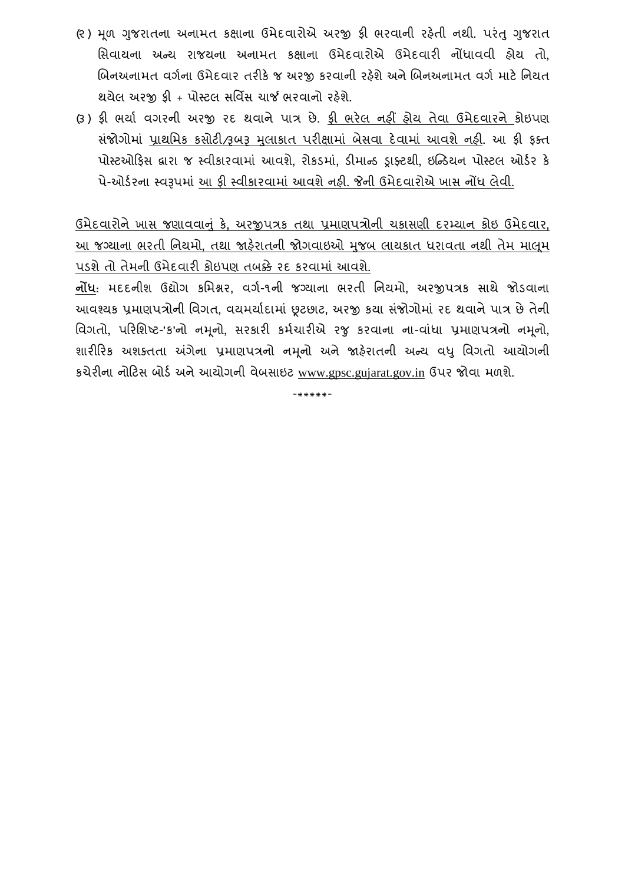(૨) મૂળ ગુજરાતના અનામત કક્ષાના ઉમેદવારોએ અરજી ફી ભરવાની રહેતી નથી. પરંતુ ગુજરાત સિવાયના અન્ય રાજયના અનામત કક્ષાના ઉમેદવારોએ ઉમેદવારી નોંધાવવી હોય તો, બિનઅનામત વર્ગના ઉમેદવાર તરીકે જ અરજી કરવાની રહેશે અને બિનઅનામત વર્ગ માટે નિયત થયેલ અરજી ફી + પોસ્ટલ સર્વિસ ચાર્જ ભરવાનો રહેશે.

(૩) ફી ભર્યા વગરની અરજી રદ થવાને પાત્ર છે. <u>ફી ભરેલ નહીં હોય તેવા ઉમેદવારને</u> કોઇપણ સંજોગોમાં <u>પ્રાથમિક કસોટી/રૂબરૂ મુલાકાત પરીક્ષામાં બેસવા દેવામાં આવશે નહી</u>. આ ફી ફક્ત પોસ્ટઓફિસ દ્વારા જ સ્વીકારવામાં આવશે, રોકડમાં, ડીમાન્ડ ડ્રાફ્ટથી, ઇન્ડિયન પોસ્ટલ ઓર્ડર કે પે-ઓર્ડરના સ્વરૂપમાં <u>આ ફી સ્વીકારવામાં આવશે નહી. જેની ઉમેદવારોએ ખાસ નોંધ લેવી.</u>

<u>ઉમેદવારોને ખાસ જણાવવાનું કે, અરજીપત્રક તથા પ્રમાણપત્રોની ચકાસણી દરમ્યાન કોઇ ઉમેદવાર, આ જગ્યાના ભરતી નિયમો, તથા જાહેરાતની જોગવાઇઓ મુજબ લાયકાત ધરાવતા નથી તેમ માલૂમ પડશે તો તેમની ઉમેદવારી કોઇપણ તબક્કે રદ કરવામાં આવશે.</u>

**<u>નોંધ</u>**: મદદનીશ ઉદ્યોગ કમિશ્નર, વર્ગ-૧ની જગ્યાના ભરતી નિયમો, અરજીપત્રક સાથે જોડવાના આવશ્યક પ્રમાણપત્રોની વિગત, વયમર્યાદામાં છૂટછાટ, અરજી કયા સંજોગોમાં રદ થવાને પાત્ર છે તેની વિગતો, પરિશિષ્ટ-'ક'નો નમૂનો, સરકારી કર્મચારીએ રજુ કરવાના ના-વાંધા પ્રમાણપત્રનો નમૂનો, શારીરિક અશક્તતા અંગેના પ્રમાણપત્રનો નમૂનો અને જાહેરાતની અન્ય વધુ વિગતો આયોગની કચેરીના નોટિસ બોર્ડ અને આયોગની વેબસાઇટ <u>www.gpsc.gujarat.gov.in</u> ઉપર જોવા મળશે.

-*****-